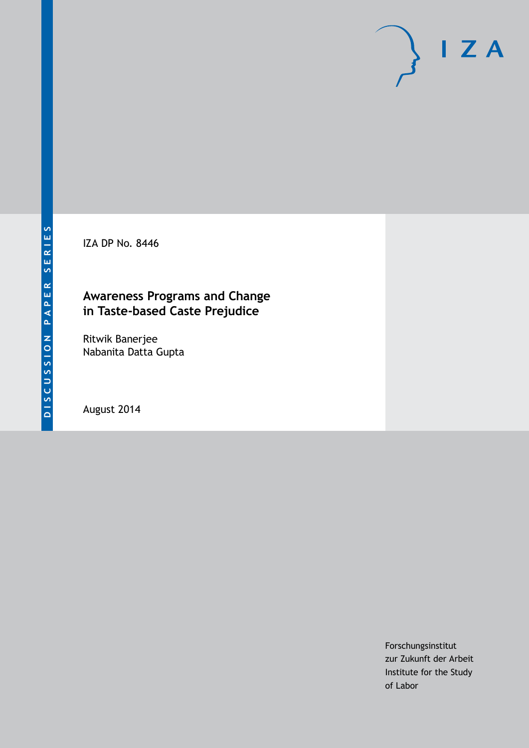DISCUSSION PAPER SERIES

IZA DP No. 8446

# Awareness Programs and Change in Taste-based Caste Prejudice

Ritwik Banerjee
Nabanita Datta Gupta

August 2014

Forschungsinstitut
zur Zukunft der Arbeit
Institute for the Study
of Labor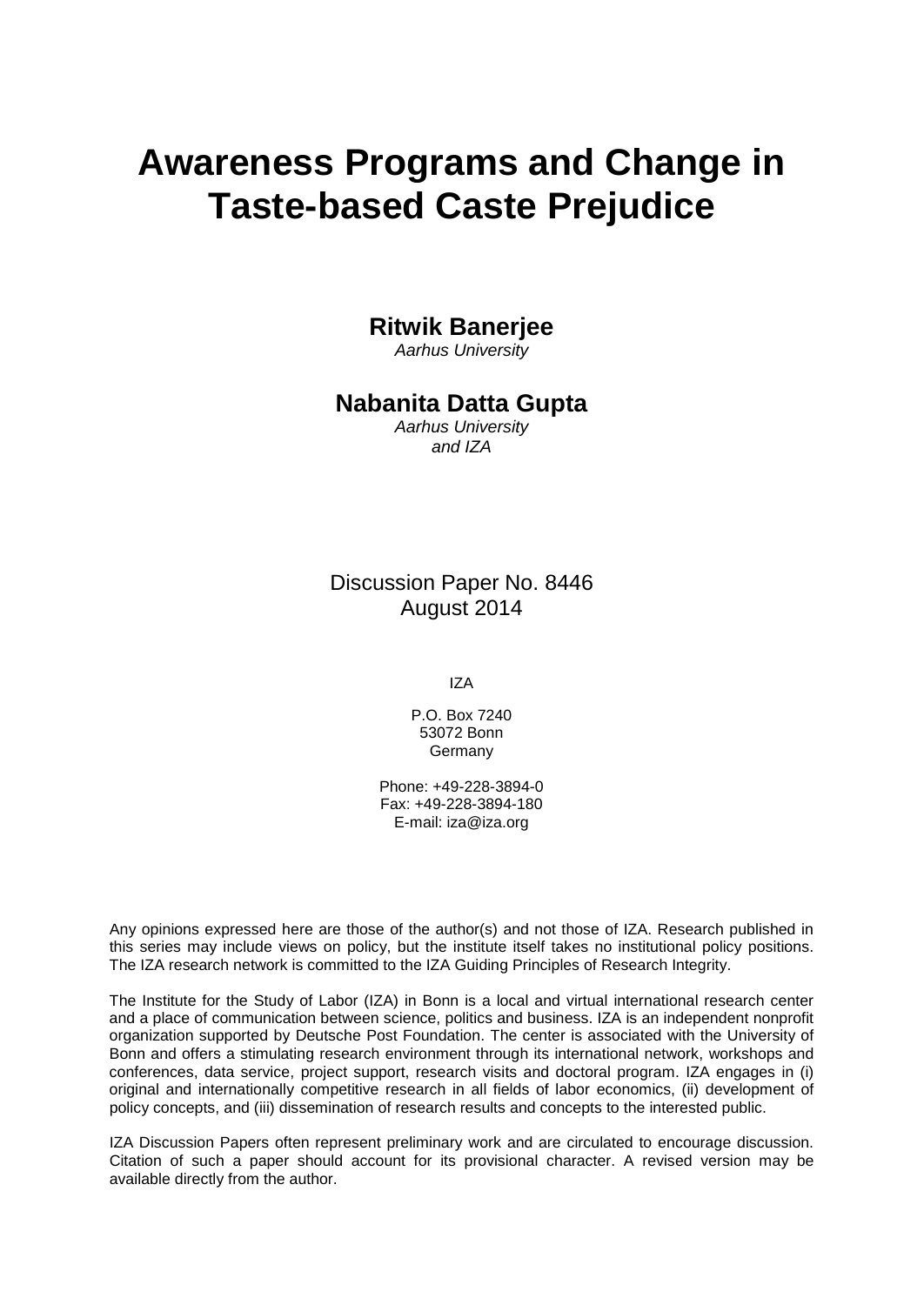# Awareness Programs and Change in Taste-based Caste Prejudice

**Ritwik Banerjee**
*Aarhus University*

**Nabanita Datta Gupta**
*Aarhus University*
*and IZA*

Discussion Paper No. 8446
August 2014

IZA

P.O. Box 7240
53072 Bonn
Germany

Phone: +49-228-3894-0
Fax: +49-228-3894-180
E-mail: iza@iza.org

Any opinions expressed here are those of the author(s) and not those of IZA. Research published in this series may include views on policy, but the institute itself takes no institutional policy positions. The IZA research network is committed to the IZA Guiding Principles of Research Integrity.

The Institute for the Study of Labor (IZA) in Bonn is a local and virtual international research center and a place of communication between science, politics and business. IZA is an independent nonprofit organization supported by Deutsche Post Foundation. The center is associated with the University of Bonn and offers a stimulating research environment through its international network, workshops and conferences, data service, project support, research visits and doctoral program. IZA engages in (i) original and internationally competitive research in all fields of labor economics, (ii) development of policy concepts, and (iii) dissemination of research results and concepts to the interested public.

IZA Discussion Papers often represent preliminary work and are circulated to encourage discussion. Citation of such a paper should account for its provisional character. A revised version may be available directly from the author.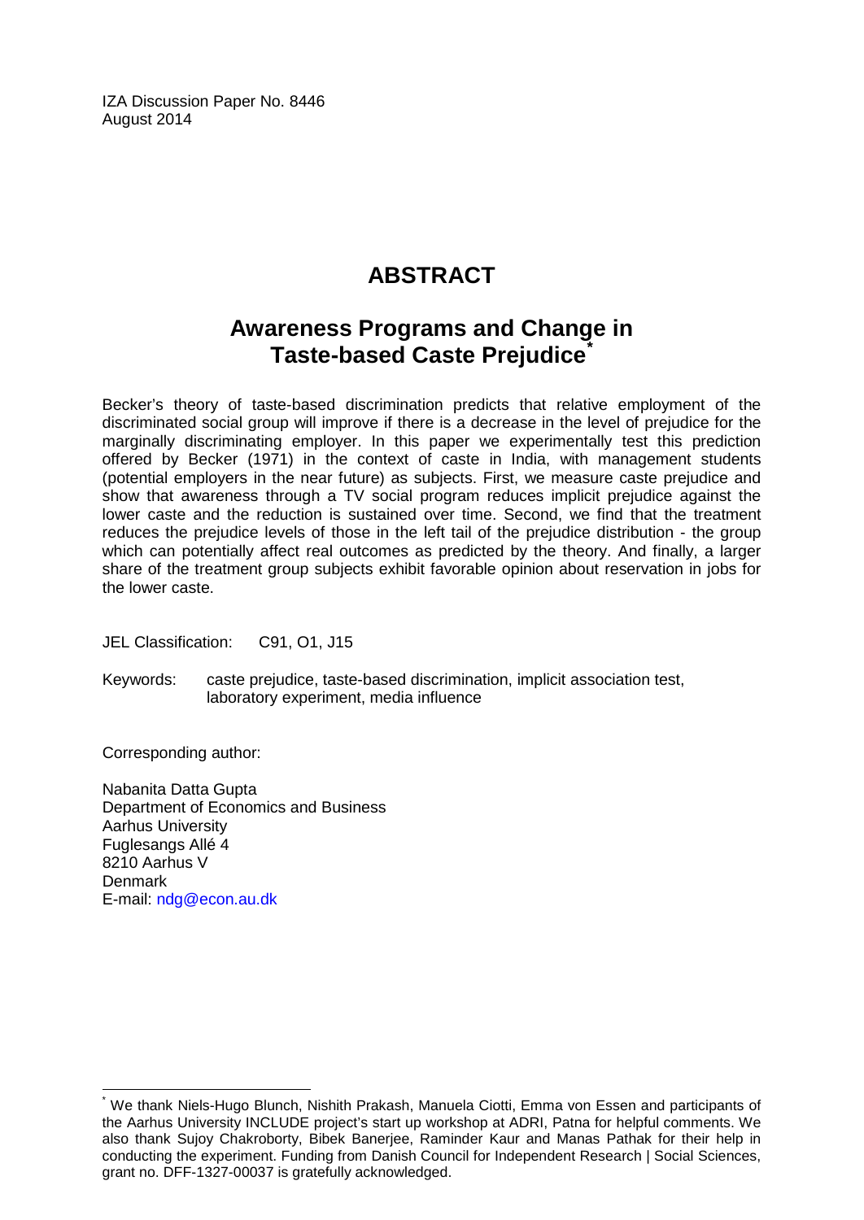IZA Discussion Paper No. 8446
August 2014

# ABSTRACT

## Awareness Programs and Change in Taste-based Caste Prejudice[*]

Becker's theory of taste-based discrimination predicts that relative employment of the discriminated social group will improve if there is a decrease in the level of prejudice for the marginally discriminating employer. In this paper we experimentally test this prediction offered by Becker (1971) in the context of caste in India, with management students (potential employers in the near future) as subjects. First, we measure caste prejudice and show that awareness through a TV social program reduces implicit prejudice against the lower caste and the reduction is sustained over time. Second, we find that the treatment reduces the prejudice levels of those in the left tail of the prejudice distribution - the group which can potentially affect real outcomes as predicted by the theory. And finally, a larger share of the treatment group subjects exhibit favorable opinion about reservation in jobs for the lower caste.

JEL Classification: C91, O1, J15

Keywords: caste prejudice, taste-based discrimination, implicit association test, laboratory experiment, media influence

Corresponding author:

Nabanita Datta Gupta
Department of Economics and Business
Aarhus University
Fuglesangs Allé 4
8210 Aarhus V
Denmark
E-mail: ndg@econ.au.dk

---

[*] We thank Niels-Hugo Blunch, Nishith Prakash, Manuela Ciotti, Emma von Essen and participants of the Aarhus University INCLUDE project's start up workshop at ADRI, Patna for helpful comments. We also thank Sujoy Chakroborty, Bibek Banerjee, Raminder Kaur and Manas Pathak for their help in conducting the experiment. Funding from Danish Council for Independent Research | Social Sciences, grant no. DFF-1327-00037 is gratefully acknowledged.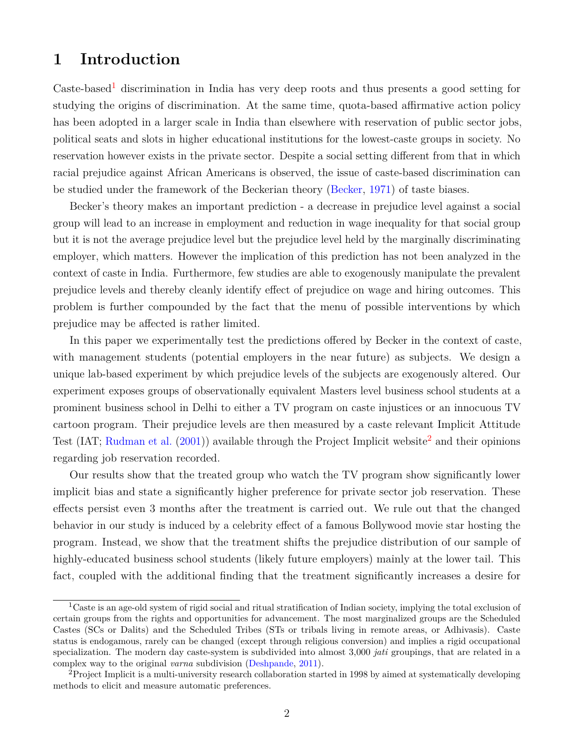# 1 Introduction

Caste-based[1] discrimination in India has very deep roots and thus presents a good setting for studying the origins of discrimination. At the same time, quota-based affirmative action policy has been adopted in a larger scale in India than elsewhere with reservation of public sector jobs, political seats and slots in higher educational institutions for the lowest-caste groups in society. No reservation however exists in the private sector. Despite a social setting different from that in which racial prejudice against African Americans is observed, the issue of caste-based discrimination can be studied under the framework of the Beckerian theory (Becker, 1971) of taste biases.

Becker's theory makes an important prediction - a decrease in prejudice level against a social group will lead to an increase in employment and reduction in wage inequality for that social group but it is not the average prejudice level but the prejudice level held by the marginally discriminating employer, which matters. However the implication of this prediction has not been analyzed in the context of caste in India. Furthermore, few studies are able to exogenously manipulate the prevalent prejudice levels and thereby cleanly identify effect of prejudice on wage and hiring outcomes. This problem is further compounded by the fact that the menu of possible interventions by which prejudice may be affected is rather limited.

In this paper we experimentally test the predictions offered by Becker in the context of caste, with management students (potential employers in the near future) as subjects. We design a unique lab-based experiment by which prejudice levels of the subjects are exogenously altered. Our experiment exposes groups of observationally equivalent Masters level business school students at a prominent business school in Delhi to either a TV program on caste injustices or an innocuous TV cartoon program. Their prejudice levels are then measured by a caste relevant Implicit Attitude Test (IAT; Rudman et al. (2001)) available through the Project Implicit website[2] and their opinions regarding job reservation recorded.

Our results show that the treated group who watch the TV program show significantly lower implicit bias and state a significantly higher preference for private sector job reservation. These effects persist even 3 months after the treatment is carried out. We rule out that the changed behavior in our study is induced by a celebrity effect of a famous Bollywood movie star hosting the program. Instead, we show that the treatment shifts the prejudice distribution of our sample of highly-educated business school students (likely future employers) mainly at the lower tail. This fact, coupled with the additional finding that the treatment significantly increases a desire for

[1] Caste is an age-old system of rigid social and ritual stratification of Indian society, implying the total exclusion of certain groups from the rights and opportunities for advancement. The most marginalized groups are the Scheduled Castes (SCs or Dalits) and the Scheduled Tribes (STs or tribals living in remote areas, or Adhivasis). Caste status is endogamous, rarely can be changed (except through religious conversion) and implies a rigid occupational specialization. The modern day caste-system is subdivided into almost 3,000 *jati* groupings, that are related in a complex way to the original *varna* subdivision (Deshpande, 2011).

[2] Project Implicit is a multi-university research collaboration started in 1998 by aimed at systematically developing methods to elicit and measure automatic preferences.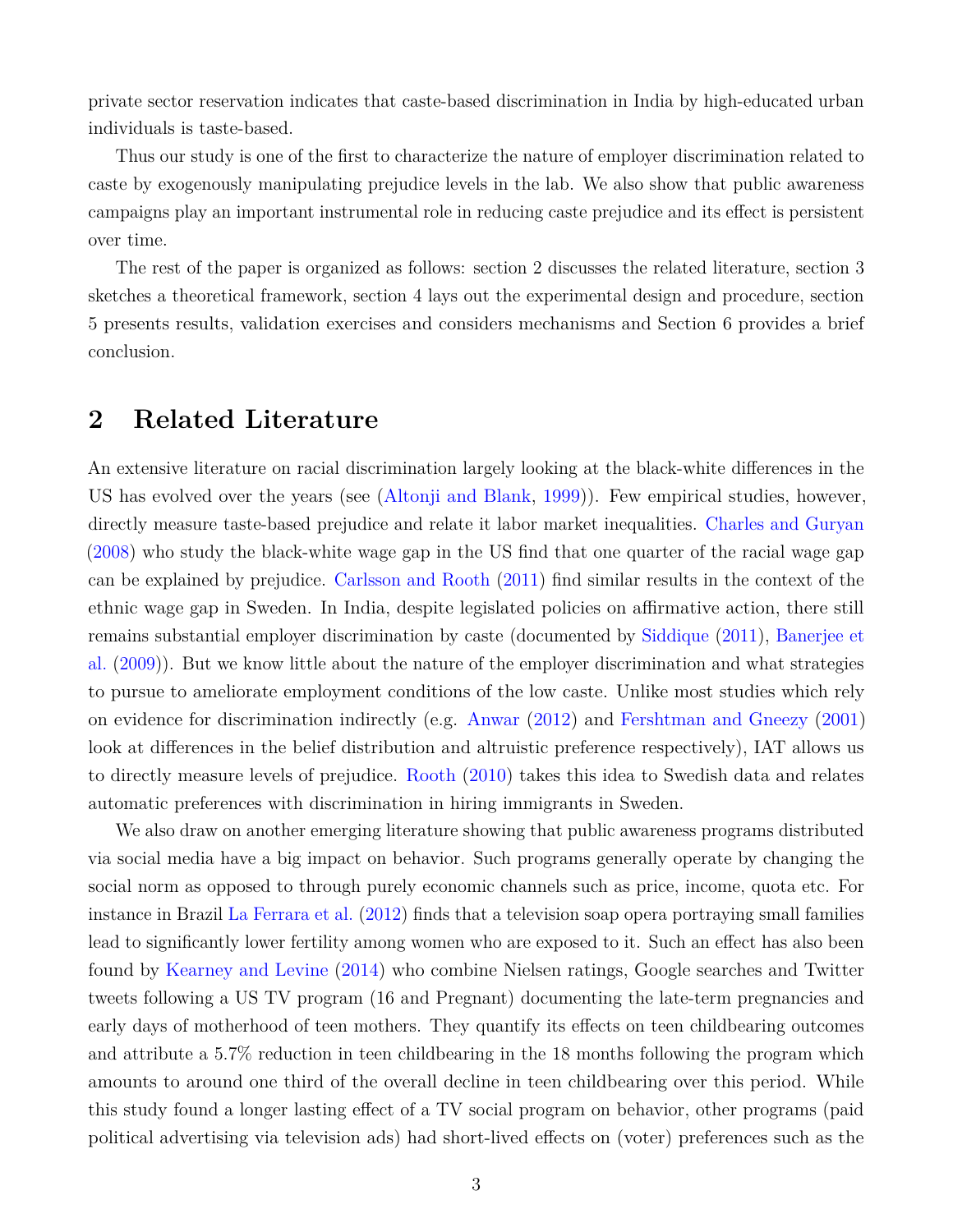private sector reservation indicates that caste-based discrimination in India by high-educated urban individuals is taste-based.

Thus our study is one of the first to characterize the nature of employer discrimination related to caste by exogenously manipulating prejudice levels in the lab. We also show that public awareness campaigns play an important instrumental role in reducing caste prejudice and its effect is persistent over time.

The rest of the paper is organized as follows: section 2 discusses the related literature, section 3 sketches a theoretical framework, section 4 lays out the experimental design and procedure, section 5 presents results, validation exercises and considers mechanisms and Section 6 provides a brief conclusion.

## 2 Related Literature

An extensive literature on racial discrimination largely looking at the black-white differences in the US has evolved over the years (see (Altonji and Blank, 1999)). Few empirical studies, however, directly measure taste-based prejudice and relate it labor market inequalities. Charles and Guryan (2008) who study the black-white wage gap in the US find that one quarter of the racial wage gap can be explained by prejudice. Carlsson and Rooth (2011) find similar results in the context of the ethnic wage gap in Sweden. In India, despite legislated policies on affirmative action, there still remains substantial employer discrimination by caste (documented by Siddique (2011), Banerjee et al. (2009)). But we know little about the nature of the employer discrimination and what strategies to pursue to ameliorate employment conditions of the low caste. Unlike most studies which rely on evidence for discrimination indirectly (e.g. Anwar (2012) and Fershtman and Gneezy (2001) look at differences in the belief distribution and altruistic preference respectively), IAT allows us to directly measure levels of prejudice. Rooth (2010) takes this idea to Swedish data and relates automatic preferences with discrimination in hiring immigrants in Sweden.

We also draw on another emerging literature showing that public awareness programs distributed via social media have a big impact on behavior. Such programs generally operate by changing the social norm as opposed to through purely economic channels such as price, income, quota etc. For instance in Brazil La Ferrara et al. (2012) finds that a television soap opera portraying small families lead to significantly lower fertility among women who are exposed to it. Such an effect has also been found by Kearney and Levine (2014) who combine Nielsen ratings, Google searches and Twitter tweets following a US TV program (16 and Pregnant) documenting the late-term pregnancies and early days of motherhood of teen mothers. They quantify its effects on teen childbearing outcomes and attribute a 5.7% reduction in teen childbearing in the 18 months following the program which amounts to around one third of the overall decline in teen childbearing over this period. While this study found a longer lasting effect of a TV social program on behavior, other programs (paid political advertising via television ads) had short-lived effects on (voter) preferences such as the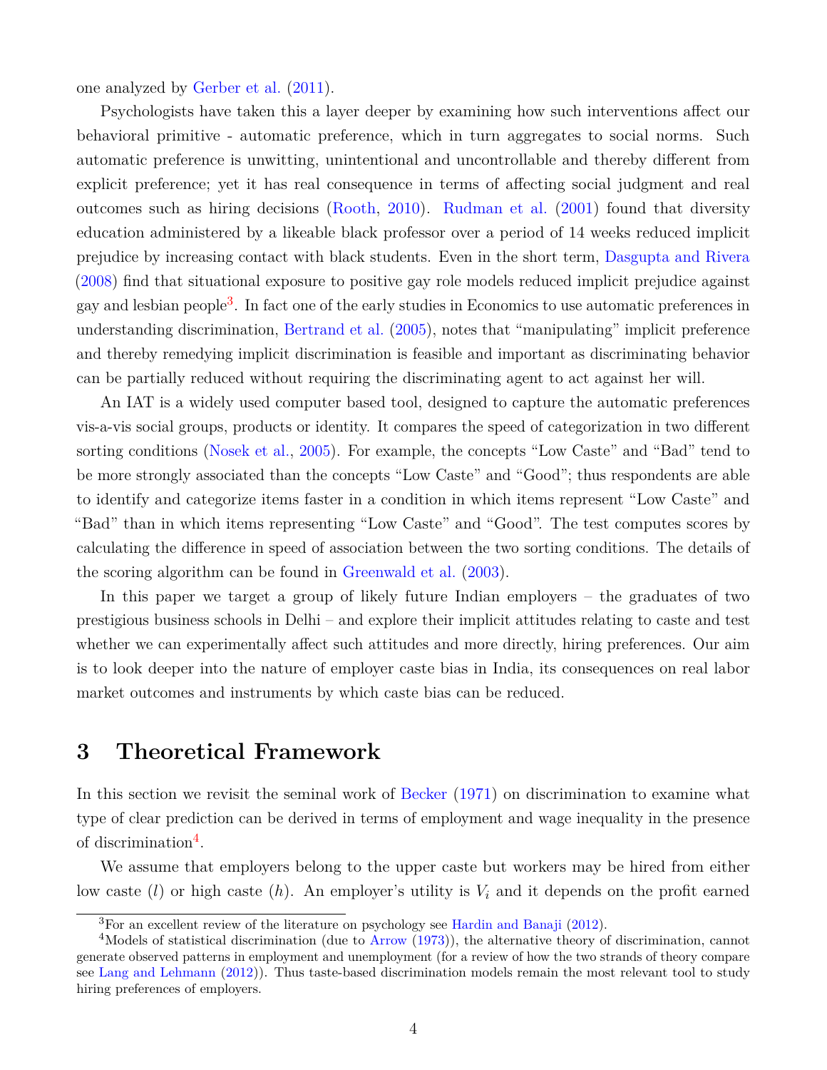one analyzed by Gerber et al. (2011).

Psychologists have taken this a layer deeper by examining how such interventions affect our behavioral primitive - automatic preference, which in turn aggregates to social norms. Such automatic preference is unwitting, unintentional and uncontrollable and thereby different from explicit preference; yet it has real consequence in terms of affecting social judgment and real outcomes such as hiring decisions (Rooth, 2010). Rudman et al. (2001) found that diversity education administered by a likeable black professor over a period of 14 weeks reduced implicit prejudice by increasing contact with black students. Even in the short term, Dasgupta and Rivera (2008) find that situational exposure to positive gay role models reduced implicit prejudice against gay and lesbian people[3]. In fact one of the early studies in Economics to use automatic preferences in understanding discrimination, Bertrand et al. (2005), notes that "manipulating" implicit preference and thereby remedying implicit discrimination is feasible and important as discriminating behavior can be partially reduced without requiring the discriminating agent to act against her will.

An IAT is a widely used computer based tool, designed to capture the automatic preferences vis-a-vis social groups, products or identity. It compares the speed of categorization in two different sorting conditions (Nosek et al., 2005). For example, the concepts "Low Caste" and "Bad" tend to be more strongly associated than the concepts "Low Caste" and "Good"; thus respondents are able to identify and categorize items faster in a condition in which items represent "Low Caste" and "Bad" than in which items representing "Low Caste" and "Good". The test computes scores by calculating the difference in speed of association between the two sorting conditions. The details of the scoring algorithm can be found in Greenwald et al. (2003).

In this paper we target a group of likely future Indian employers – the graduates of two prestigious business schools in Delhi – and explore their implicit attitudes relating to caste and test whether we can experimentally affect such attitudes and more directly, hiring preferences. Our aim is to look deeper into the nature of employer caste bias in India, its consequences on real labor market outcomes and instruments by which caste bias can be reduced.

# 3 Theoretical Framework

In this section we revisit the seminal work of Becker (1971) on discrimination to examine what type of clear prediction can be derived in terms of employment and wage inequality in the presence of discrimination[4].

We assume that employers belong to the upper caste but workers may be hired from either low caste ($l$) or high caste ($h$). An employer's utility is $V_i$ and it depends on the profit earned

[3] For an excellent review of the literature on psychology see Hardin and Banaji (2012).

[4] Models of statistical discrimination (due to Arrow (1973)), the alternative theory of discrimination, cannot generate observed patterns in employment and unemployment (for a review of how the two strands of theory compare see Lang and Lehmann (2012)). Thus taste-based discrimination models remain the most relevant tool to study hiring preferences of employers.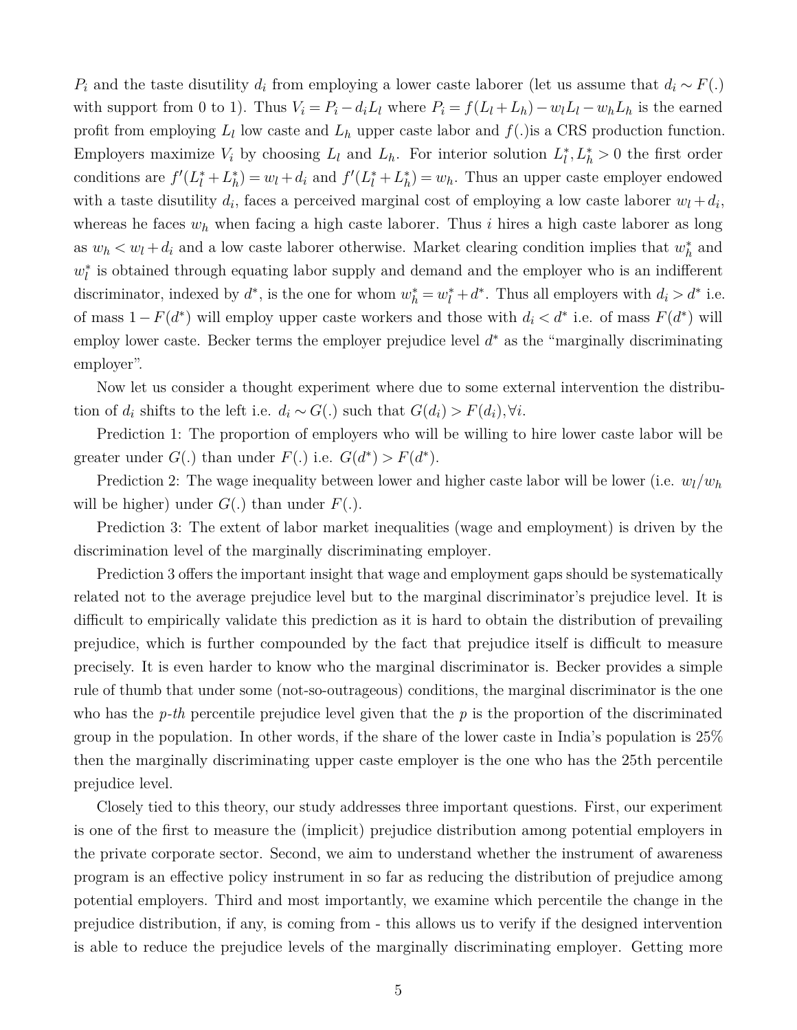$P_i$ and the taste disutility $d_i$ from employing a lower caste laborer (let us assume that $d_i \sim F(.)$ with support from 0 to 1). Thus $V_i = P_i - d_i L_l$ where $P_i = f(L_l + L_h) - w_l L_l - w_h L_h$ is the earned profit from employing $L_l$ low caste and $L_h$ upper caste labor and $f(.)$is a CRS production function. Employers maximize $V_i$ by choosing $L_l$ and $L_h$. For interior solution $L_l^*, L_h^* > 0$ the first order conditions are $f'(L_l^* + L_h^*) = w_l + d_i$ and $f'(L_l^* + L_h^*) = w_h$. Thus an upper caste employer endowed with a taste disutility $d_i$, faces a perceived marginal cost of employing a low caste laborer $w_l + d_i$, whereas he faces $w_h$ when facing a high caste laborer. Thus $i$ hires a high caste laborer as long as $w_h < w_l + d_i$ and a low caste laborer otherwise. Market clearing condition implies that $w_h^*$ and $w_l^*$ is obtained through equating labor supply and demand and the employer who is an indifferent discriminator, indexed by $d^*$, is the one for whom $w_h^* = w_l^* + d^*$. Thus all employers with $d_i > d^*$ i.e. of mass $1 - F(d^*)$ will employ upper caste workers and those with $d_i < d^*$ i.e. of mass $F(d^*)$ will employ lower caste. Becker terms the employer prejudice level $d^*$ as the "marginally discriminating employer".

Now let us consider a thought experiment where due to some external intervention the distribution of $d_i$ shifts to the left i.e. $d_i \sim G(.)$ such that $G(d_i) > F(d_i), \forall i$.

Prediction 1: The proportion of employers who will be willing to hire lower caste labor will be greater under $G(.)$ than under $F(.)$ i.e. $G(d^*) > F(d^*)$.

Prediction 2: The wage inequality between lower and higher caste labor will be lower (i.e. $w_l/w_h$ will be higher) under $G(.)$ than under $F(.)$.

Prediction 3: The extent of labor market inequalities (wage and employment) is driven by the discrimination level of the marginally discriminating employer.

Prediction 3 offers the important insight that wage and employment gaps should be systematically related not to the average prejudice level but to the marginal discriminator's prejudice level. It is difficult to empirically validate this prediction as it is hard to obtain the distribution of prevailing prejudice, which is further compounded by the fact that prejudice itself is difficult to measure precisely. It is even harder to know who the marginal discriminator is. Becker provides a simple rule of thumb that under some (not-so-outrageous) conditions, the marginal discriminator is the one who has the *p-th* percentile prejudice level given that the *p* is the proportion of the discriminated group in the population. In other words, if the share of the lower caste in India's population is 25% then the marginally discriminating upper caste employer is the one who has the 25th percentile prejudice level.

Closely tied to this theory, our study addresses three important questions. First, our experiment is one of the first to measure the (implicit) prejudice distribution among potential employers in the private corporate sector. Second, we aim to understand whether the instrument of awareness program is an effective policy instrument in so far as reducing the distribution of prejudice among potential employers. Third and most importantly, we examine which percentile the change in the prejudice distribution, if any, is coming from - this allows us to verify if the designed intervention is able to reduce the prejudice levels of the marginally discriminating employer. Getting more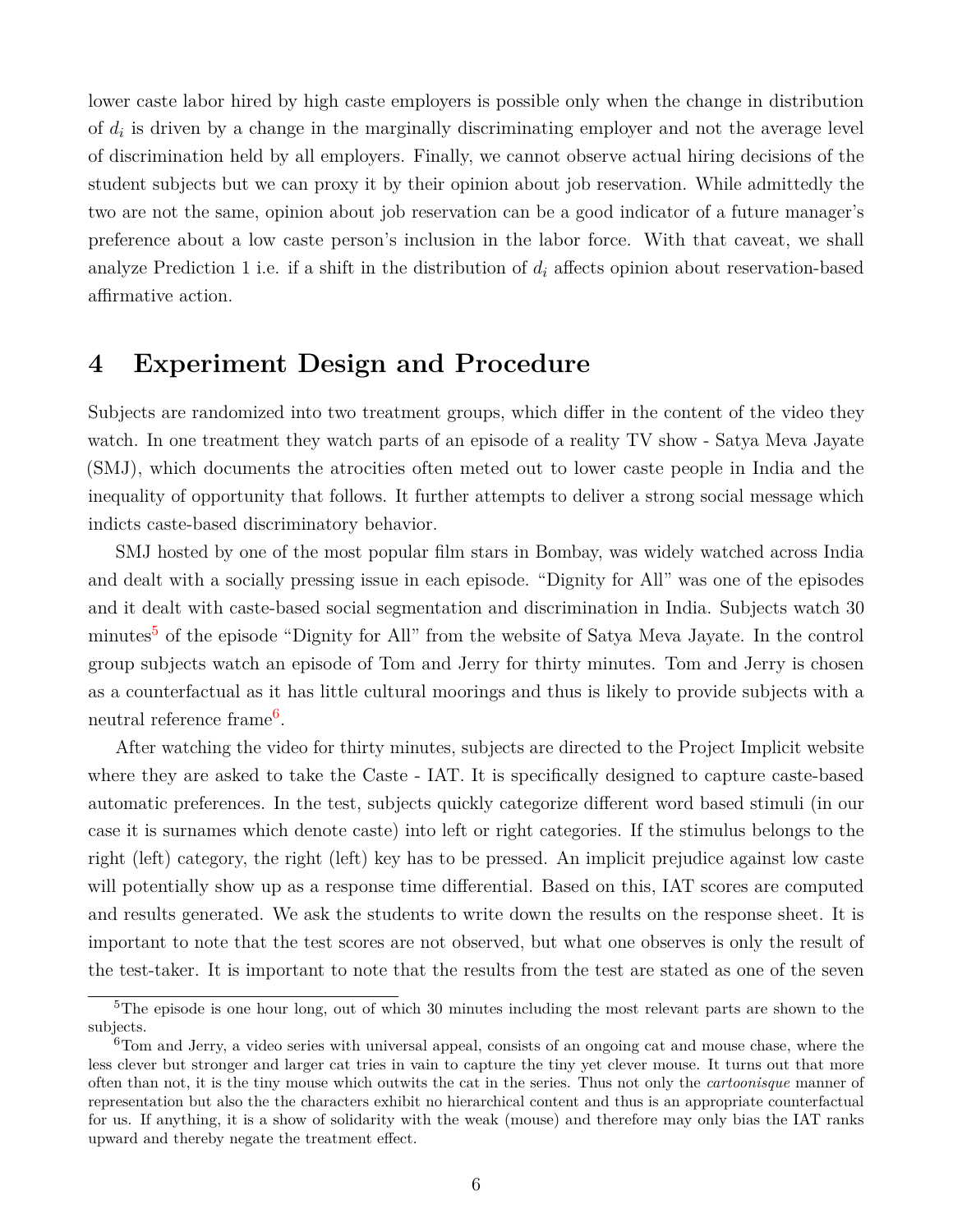lower caste labor hired by high caste employers is possible only when the change in distribution of $d_i$ is driven by a change in the marginally discriminating employer and not the average level of discrimination held by all employers. Finally, we cannot observe actual hiring decisions of the student subjects but we can proxy it by their opinion about job reservation. While admittedly the two are not the same, opinion about job reservation can be a good indicator of a future manager's preference about a low caste person's inclusion in the labor force. With that caveat, we shall analyze Prediction 1 i.e. if a shift in the distribution of $d_i$ affects opinion about reservation-based affirmative action.

# 4 Experiment Design and Procedure

Subjects are randomized into two treatment groups, which differ in the content of the video they watch. In one treatment they watch parts of an episode of a reality TV show - Satya Meva Jayate (SMJ), which documents the atrocities often meted out to lower caste people in India and the inequality of opportunity that follows. It further attempts to deliver a strong social message which indicts caste-based discriminatory behavior.

SMJ hosted by one of the most popular film stars in Bombay, was widely watched across India and dealt with a socially pressing issue in each episode. "Dignity for All" was one of the episodes and it dealt with caste-based social segmentation and discrimination in India. Subjects watch 30 minutes[5] of the episode "Dignity for All" from the website of Satya Meva Jayate. In the control group subjects watch an episode of Tom and Jerry for thirty minutes. Tom and Jerry is chosen as a counterfactual as it has little cultural moorings and thus is likely to provide subjects with a neutral reference frame[6].

After watching the video for thirty minutes, subjects are directed to the Project Implicit website where they are asked to take the Caste - IAT. It is specifically designed to capture caste-based automatic preferences. In the test, subjects quickly categorize different word based stimuli (in our case it is surnames which denote caste) into left or right categories. If the stimulus belongs to the right (left) category, the right (left) key has to be pressed. An implicit prejudice against low caste will potentially show up as a response time differential. Based on this, IAT scores are computed and results generated. We ask the students to write down the results on the response sheet. It is important to note that the test scores are not observed, but what one observes is only the result of the test-taker. It is important to note that the results from the test are stated as one of the seven

[5] The episode is one hour long, out of which 30 minutes including the most relevant parts are shown to the subjects.

[6] Tom and Jerry, a video series with universal appeal, consists of an ongoing cat and mouse chase, where the less clever but stronger and larger cat tries in vain to capture the tiny yet clever mouse. It turns out that more often than not, it is the tiny mouse which outwits the cat in the series. Thus not only the *cartoonisque* manner of representation but also the the characters exhibit no hierarchical content and thus is an appropriate counterfactual for us. If anything, it is a show of solidarity with the weak (mouse) and therefore may only bias the IAT ranks upward and thereby negate the treatment effect.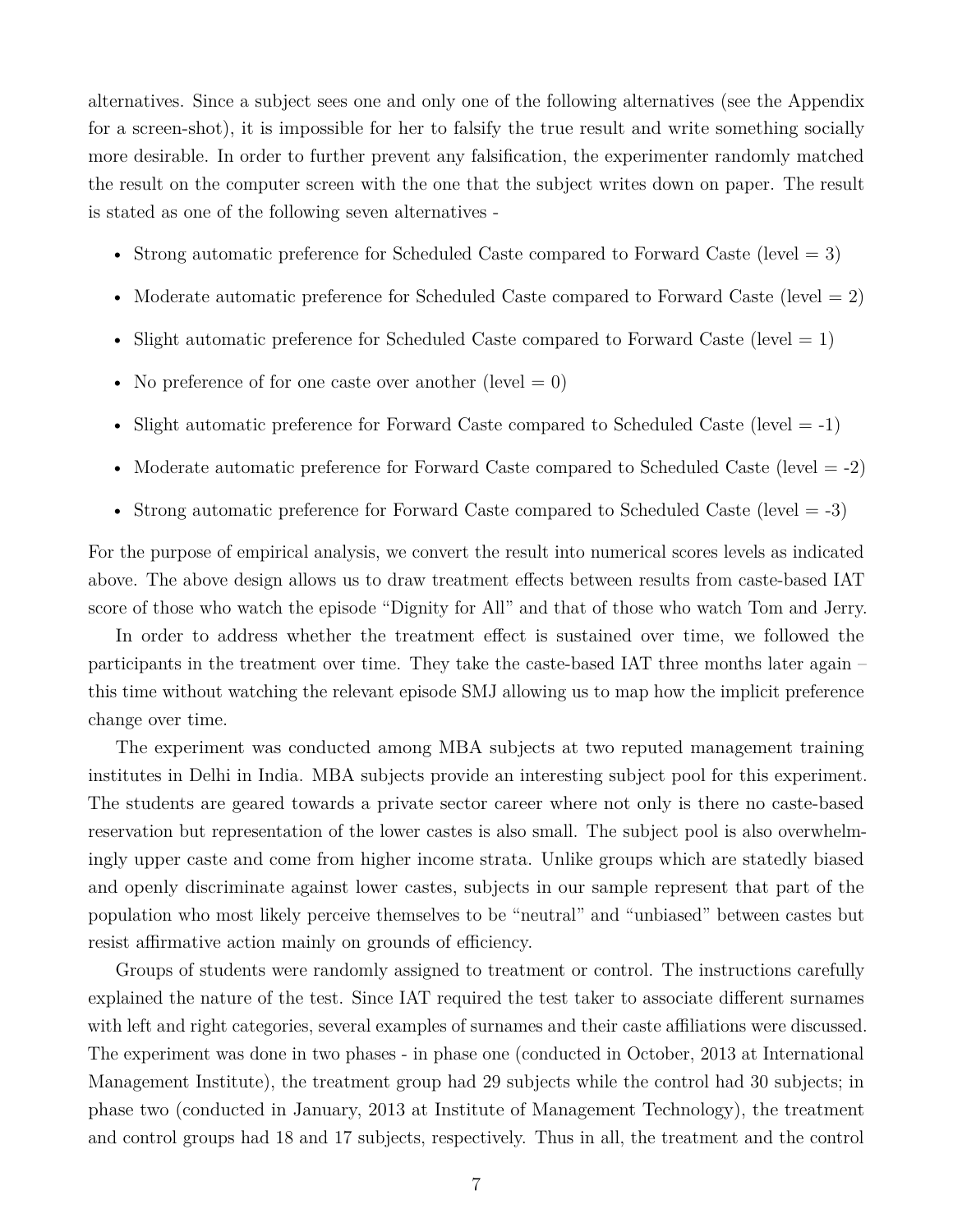alternatives. Since a subject sees one and only one of the following alternatives (see the Appendix for a screen-shot), it is impossible for her to falsify the true result and write something socially more desirable. In order to further prevent any falsification, the experimenter randomly matched the result on the computer screen with the one that the subject writes down on paper. The result is stated as one of the following seven alternatives -

- Strong automatic preference for Scheduled Caste compared to Forward Caste (level = 3)
- Moderate automatic preference for Scheduled Caste compared to Forward Caste (level = 2)
- Slight automatic preference for Scheduled Caste compared to Forward Caste (level = 1)
- No preference of for one caste over another (level = 0)
- Slight automatic preference for Forward Caste compared to Scheduled Caste (level = -1)
- Moderate automatic preference for Forward Caste compared to Scheduled Caste (level = -2)
- Strong automatic preference for Forward Caste compared to Scheduled Caste (level = -3)

For the purpose of empirical analysis, we convert the result into numerical scores levels as indicated above. The above design allows us to draw treatment effects between results from caste-based IAT score of those who watch the episode "Dignity for All" and that of those who watch Tom and Jerry.

In order to address whether the treatment effect is sustained over time, we followed the participants in the treatment over time. They take the caste-based IAT three months later again – this time without watching the relevant episode SMJ allowing us to map how the implicit preference change over time.

The experiment was conducted among MBA subjects at two reputed management training institutes in Delhi in India. MBA subjects provide an interesting subject pool for this experiment. The students are geared towards a private sector career where not only is there no caste-based reservation but representation of the lower castes is also small. The subject pool is also overwhelmingly upper caste and come from higher income strata. Unlike groups which are statedly biased and openly discriminate against lower castes, subjects in our sample represent that part of the population who most likely perceive themselves to be "neutral" and "unbiased" between castes but resist affirmative action mainly on grounds of efficiency.

Groups of students were randomly assigned to treatment or control. The instructions carefully explained the nature of the test. Since IAT required the test taker to associate different surnames with left and right categories, several examples of surnames and their caste affiliations were discussed. The experiment was done in two phases - in phase one (conducted in October, 2013 at International Management Institute), the treatment group had 29 subjects while the control had 30 subjects; in phase two (conducted in January, 2013 at Institute of Management Technology), the treatment and control groups had 18 and 17 subjects, respectively. Thus in all, the treatment and the control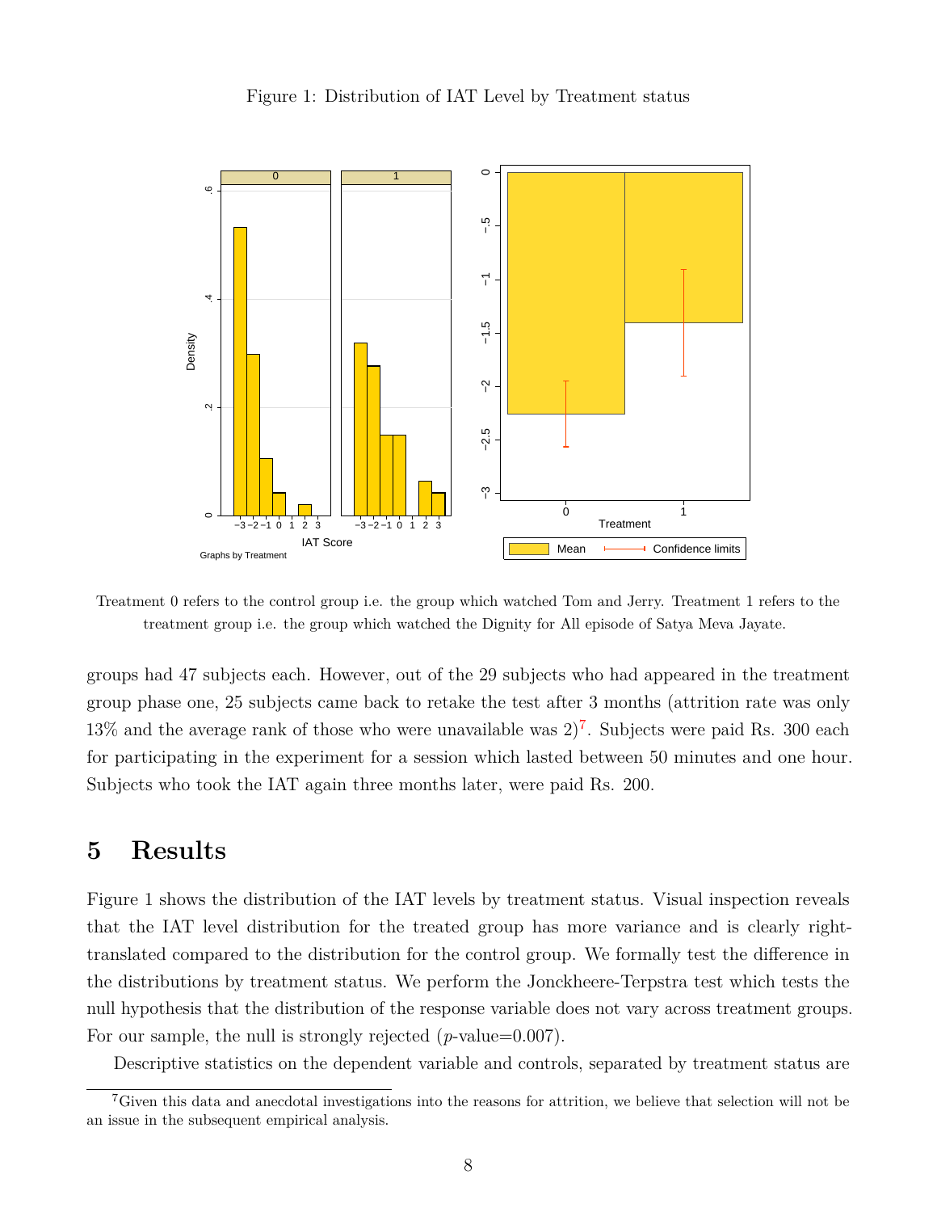Figure 1: Distribution of IAT Level by Treatment status

Treatment 0 refers to the control group i.e. the group which watched Tom and Jerry. Treatment 1 refers to the treatment group i.e. the group which watched the Dignity for All episode of Satya Meva Jayate.

groups had 47 subjects each. However, out of the 29 subjects who had appeared in the treatment group phase one, 25 subjects came back to retake the test after 3 months (attrition rate was only 13% and the average rank of those who were unavailable was 2)[7]. Subjects were paid Rs. 300 each for participating in the experiment for a session which lasted between 50 minutes and one hour. Subjects who took the IAT again three months later, were paid Rs. 200.

## 5 Results

Figure 1 shows the distribution of the IAT levels by treatment status. Visual inspection reveals that the IAT level distribution for the treated group has more variance and is clearly right-translated compared to the distribution for the control group. We formally test the difference in the distributions by treatment status. We perform the Jonckheere-Terpstra test which tests the null hypothesis that the distribution of the response variable does not vary across treatment groups. For our sample, the null is strongly rejected ($p$-value=0.007).

Descriptive statistics on the dependent variable and controls, separated by treatment status are

[7] Given this data and anecdotal investigations into the reasons for attrition, we believe that selection will not be an issue in the subsequent empirical analysis.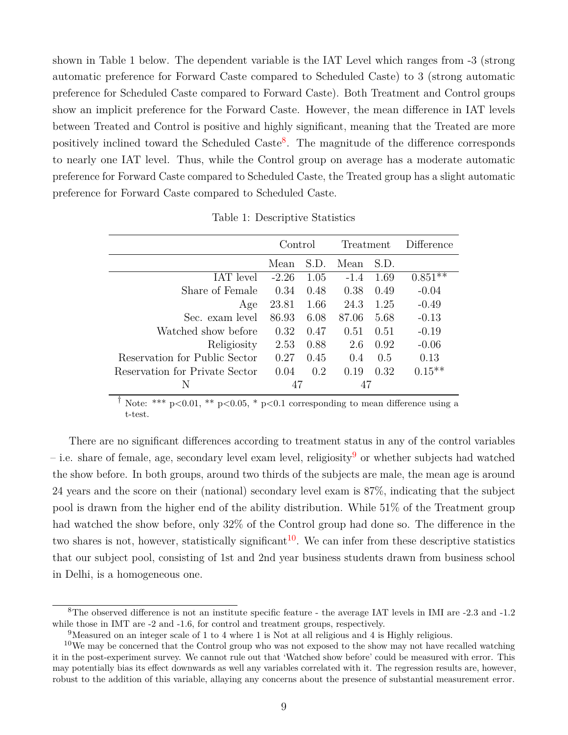shown in Table 1 below. The dependent variable is the IAT Level which ranges from -3 (strong automatic preference for Forward Caste compared to Scheduled Caste) to 3 (strong automatic preference for Scheduled Caste compared to Forward Caste). Both Treatment and Control groups show an implicit preference for the Forward Caste. However, the mean difference in IAT levels between Treated and Control is positive and highly significant, meaning that the Treated are more positively inclined toward the Scheduled Caste[8]. The magnitude of the difference corresponds to nearly one IAT level. Thus, while the Control group on average has a moderate automatic preference for Forward Caste compared to Scheduled Caste, the Treated group has a slight automatic preference for Forward Caste compared to Scheduled Caste.

Table 1: Descriptive Statistics

| | Control | | Treatment | | Difference |
|---|---|---|---|---|---|
| | Mean | S.D. | Mean | S.D. | |
| IAT level | -2.26 | 1.05 | -1.4 | 1.69 | 0.851** |
| Share of Female | 0.34 | 0.48 | 0.38 | 0.49 | -0.04 |
| Age | 23.81 | 1.66 | 24.3 | 1.25 | -0.49 |
| Sec. exam level | 86.93 | 6.08 | 87.06 | 5.68 | -0.13 |
| Watched show before | 0.32 | 0.47 | 0.51 | 0.51 | -0.19 |
| Religiosity | 2.53 | 0.88 | 2.6 | 0.92 | -0.06 |
| Reservation for Public Sector | 0.27 | 0.45 | 0.4 | 0.5 | 0.13 |
| Reservation for Private Sector | 0.04 | 0.2 | 0.19 | 0.32 | 0.15** |
| N | 47 | | 47 | | |

† Note: *** p<0.01, ** p<0.05, * p<0.1 corresponding to mean difference using a t-test.

There are no significant differences according to treatment status in any of the control variables – i.e. share of female, age, secondary level exam level, religiosity[9] or whether subjects had watched the show before. In both groups, around two thirds of the subjects are male, the mean age is around 24 years and the score on their (national) secondary level exam is 87%, indicating that the subject pool is drawn from the higher end of the ability distribution. While 51% of the Treatment group had watched the show before, only 32% of the Control group had done so. The difference in the two shares is not, however, statistically significant[10]. We can infer from these descriptive statistics that our subject pool, consisting of 1st and 2nd year business students drawn from business school in Delhi, is a homogeneous one.

[8] The observed difference is not an institute specific feature - the average IAT levels in IMI are -2.3 and -1.2 while those in IMT are -2 and -1.6, for control and treatment groups, respectively.

[9] Measured on an integer scale of 1 to 4 where 1 is Not at all religious and 4 is Highly religious.

[10] We may be concerned that the Control group who was not exposed to the show may not have recalled watching it in the post-experiment survey. We cannot rule out that 'Watched show before' could be measured with error. This may potentially bias its effect downwards as well any variables correlated with it. The regression results are, however, robust to the addition of this variable, allaying any concerns about the presence of substantial measurement error.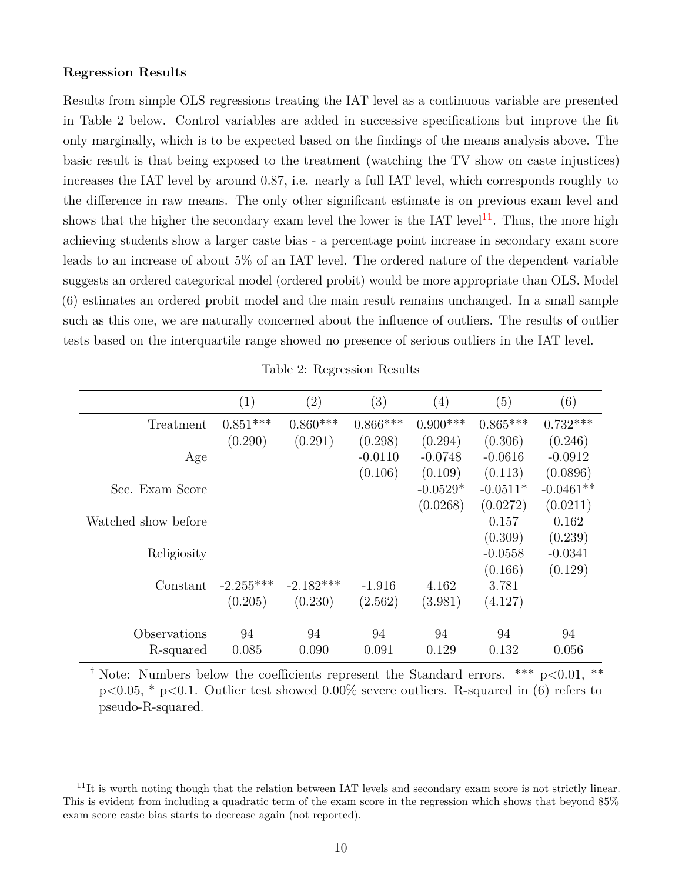**Regression Results**

Results from simple OLS regressions treating the IAT level as a continuous variable are presented in Table 2 below. Control variables are added in successive specifications but improve the fit only marginally, which is to be expected based on the findings of the means analysis above. The basic result is that being exposed to the treatment (watching the TV show on caste injustices) increases the IAT level by around 0.87, i.e. nearly a full IAT level, which corresponds roughly to the difference in raw means. The only other significant estimate is on previous exam level and shows that the higher the secondary exam level the lower is the IAT level[11]. Thus, the more high achieving students show a larger caste bias - a percentage point increase in secondary exam score leads to an increase of about 5% of an IAT level. The ordered nature of the dependent variable suggests an ordered categorical model (ordered probit) would be more appropriate than OLS. Model (6) estimates an ordered probit model and the main result remains unchanged. In a small sample such as this one, we are naturally concerned about the influence of outliers. The results of outlier tests based on the interquartile range showed no presence of serious outliers in the IAT level.

Table 2: Regression Results

| | (1) | (2) | (3) | (4) | (5) | (6) |
|---|---|---|---|---|---|---|
| Treatment | 0.851*** | 0.860*** | 0.866*** | 0.900*** | 0.865*** | 0.732*** |
| | (0.290) | (0.291) | (0.298) | (0.294) | (0.306) | (0.246) |
| Age | | | -0.0110 | -0.0748 | -0.0616 | -0.0912 |
| | | | (0.106) | (0.109) | (0.113) | (0.0896) |
| Sec. Exam Score | | | | -0.0529* | -0.0511* | -0.0461** |
| | | | | (0.0268) | (0.0272) | (0.0211) |
| Watched show before | | | | | 0.157 | 0.162 |
| | | | | | (0.309) | (0.239) |
| Religiosity | | | | | -0.0558 | -0.0341 |
| | | | | | (0.166) | (0.129) |
| Constant | -2.255*** | -2.182*** | -1.916 | 4.162 | 3.781 | |
| | (0.205) | (0.230) | (2.562) | (3.981) | (4.127) | |
| Observations | 94 | 94 | 94 | 94 | 94 | 94 |
| R-squared | 0.085 | 0.090 | 0.091 | 0.129 | 0.132 | 0.056 |

† Note: Numbers below the coefficients represent the Standard errors. *** p<0.01, ** p<0.05, * p<0.1. Outlier test showed 0.00% severe outliers. R-squared in (6) refers to pseudo-R-squared.

[11] It is worth noting though that the relation between IAT levels and secondary exam score is not strictly linear. This is evident from including a quadratic term of the exam score in the regression which shows that beyond 85% exam score caste bias starts to decrease again (not reported).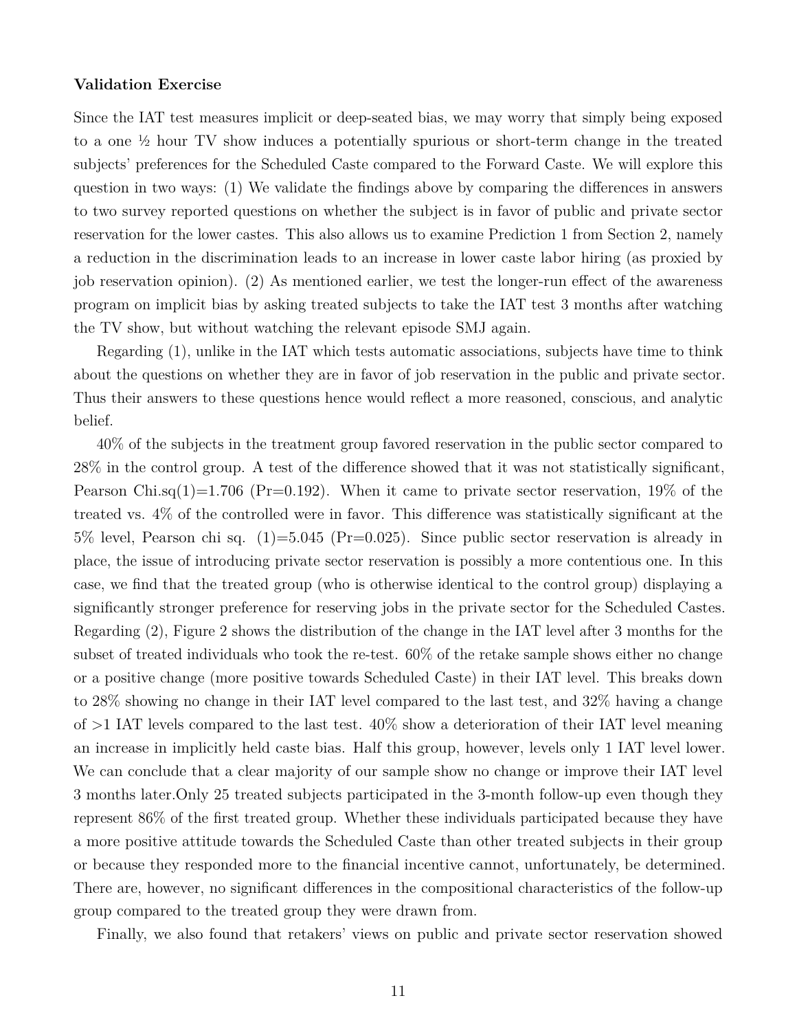**Validation Exercise**

Since the IAT test measures implicit or deep-seated bias, we may worry that simply being exposed to a one ½ hour TV show induces a potentially spurious or short-term change in the treated subjects' preferences for the Scheduled Caste compared to the Forward Caste. We will explore this question in two ways: (1) We validate the findings above by comparing the differences in answers to two survey reported questions on whether the subject is in favor of public and private sector reservation for the lower castes. This also allows us to examine Prediction 1 from Section 2, namely a reduction in the discrimination leads to an increase in lower caste labor hiring (as proxied by job reservation opinion). (2) As mentioned earlier, we test the longer-run effect of the awareness program on implicit bias by asking treated subjects to take the IAT test 3 months after watching the TV show, but without watching the relevant episode SMJ again.

Regarding (1), unlike in the IAT which tests automatic associations, subjects have time to think about the questions on whether they are in favor of job reservation in the public and private sector. Thus their answers to these questions hence would reflect a more reasoned, conscious, and analytic belief.

40% of the subjects in the treatment group favored reservation in the public sector compared to 28% in the control group. A test of the difference showed that it was not statistically significant, Pearson Chi.sq(1)=1.706 (Pr=0.192). When it came to private sector reservation, 19% of the treated vs. 4% of the controlled were in favor. This difference was statistically significant at the 5% level, Pearson chi sq. (1)=5.045 (Pr=0.025). Since public sector reservation is already in place, the issue of introducing private sector reservation is possibly a more contentious one. In this case, we find that the treated group (who is otherwise identical to the control group) displaying a significantly stronger preference for reserving jobs in the private sector for the Scheduled Castes. Regarding (2), Figure 2 shows the distribution of the change in the IAT level after 3 months for the subset of treated individuals who took the re-test. 60% of the retake sample shows either no change or a positive change (more positive towards Scheduled Caste) in their IAT level. This breaks down to 28% showing no change in their IAT level compared to the last test, and 32% having a change of >1 IAT levels compared to the last test. 40% show a deterioration of their IAT level meaning an increase in implicitly held caste bias. Half this group, however, levels only 1 IAT level lower. We can conclude that a clear majority of our sample show no change or improve their IAT level 3 months later.Only 25 treated subjects participated in the 3-month follow-up even though they represent 86% of the first treated group. Whether these individuals participated because they have a more positive attitude towards the Scheduled Caste than other treated subjects in their group or because they responded more to the financial incentive cannot, unfortunately, be determined. There are, however, no significant differences in the compositional characteristics of the follow-up group compared to the treated group they were drawn from.

Finally, we also found that retakers' views on public and private sector reservation showed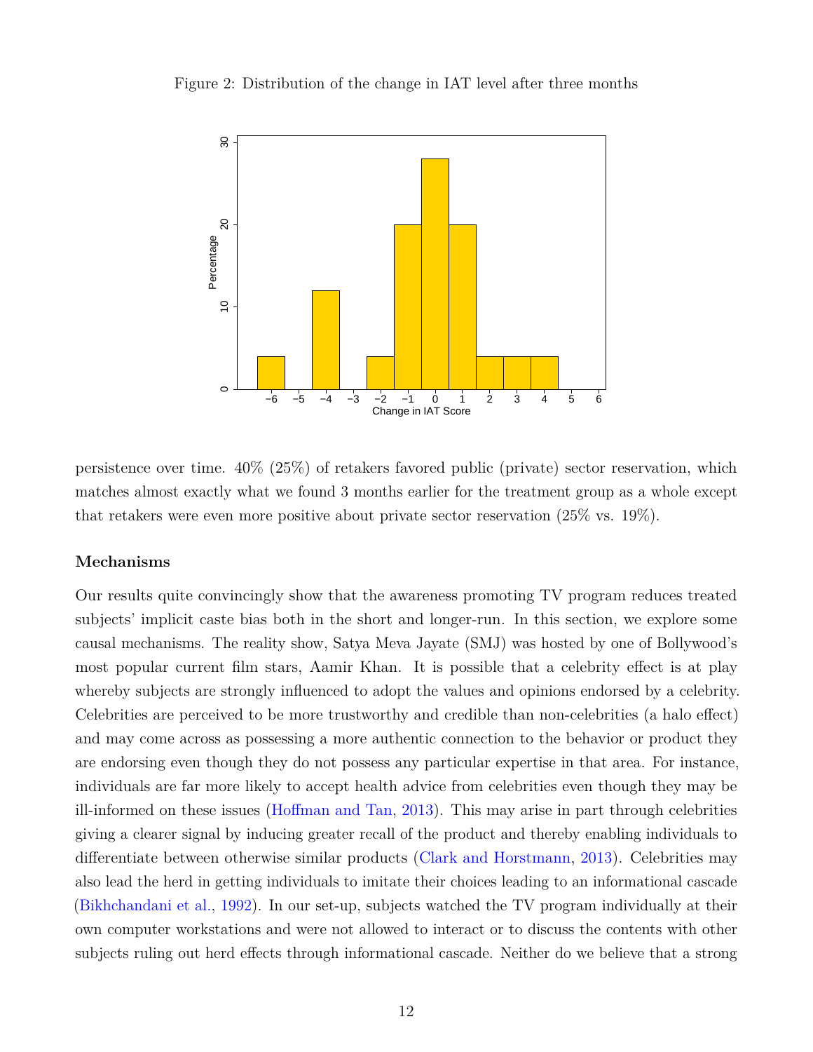Figure 2: Distribution of the change in IAT level after three months

persistence over time. 40% (25%) of retakers favored public (private) sector reservation, which matches almost exactly what we found 3 months earlier for the treatment group as a whole except that retakers were even more positive about private sector reservation (25% vs. 19%).

**Mechanisms**

Our results quite convincingly show that the awareness promoting TV program reduces treated subjects' implicit caste bias both in the short and longer-run. In this section, we explore some causal mechanisms. The reality show, Satya Meva Jayate (SMJ) was hosted by one of Bollywood's most popular current film stars, Aamir Khan. It is possible that a celebrity effect is at play whereby subjects are strongly influenced to adopt the values and opinions endorsed by a celebrity. Celebrities are perceived to be more trustworthy and credible than non-celebrities (a halo effect) and may come across as possessing a more authentic connection to the behavior or product they are endorsing even though they do not possess any particular expertise in that area. For instance, individuals are far more likely to accept health advice from celebrities even though they may be ill-informed on these issues (Hoffman and Tan, 2013). This may arise in part through celebrities giving a clearer signal by inducing greater recall of the product and thereby enabling individuals to differentiate between otherwise similar products (Clark and Horstmann, 2013). Celebrities may also lead the herd in getting individuals to imitate their choices leading to an informational cascade (Bikhchandani et al., 1992). In our set-up, subjects watched the TV program individually at their own computer workstations and were not allowed to interact or to discuss the contents with other subjects ruling out herd effects through informational cascade. Neither do we believe that a strong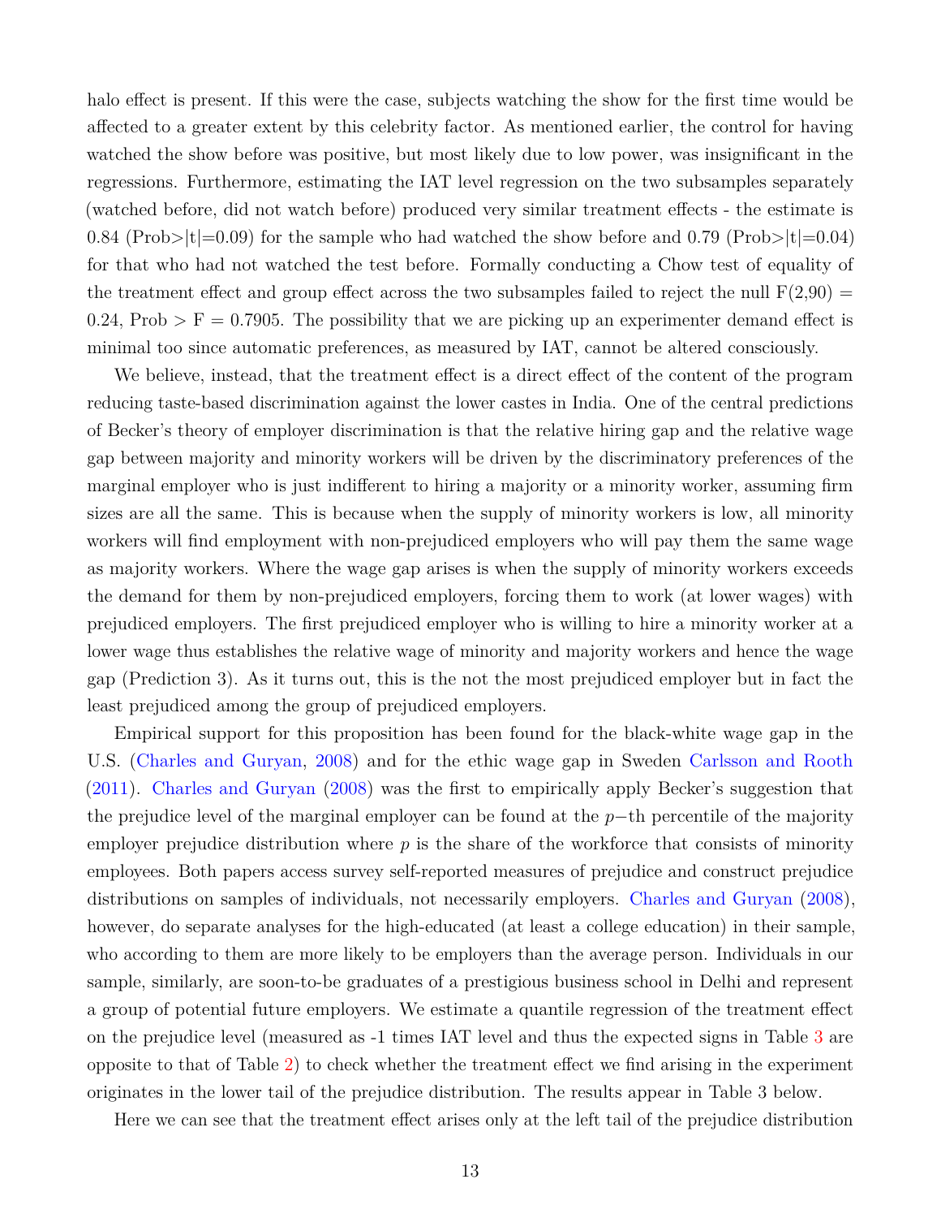halo effect is present. If this were the case, subjects watching the show for the first time would be affected to a greater extent by this celebrity factor. As mentioned earlier, the control for having watched the show before was positive, but most likely due to low power, was insignificant in the regressions. Furthermore, estimating the IAT level regression on the two subsamples separately (watched before, did not watch before) produced very similar treatment effects - the estimate is 0.84 (Prob>|t|=0.09) for the sample who had watched the show before and 0.79 (Prob>|t|=0.04) for that who had not watched the test before. Formally conducting a Chow test of equality of the treatment effect and group effect across the two subsamples failed to reject the null $F(2,90) = 0.24$, Prob > F = 0.7905. The possibility that we are picking up an experimenter demand effect is minimal too since automatic preferences, as measured by IAT, cannot be altered consciously.

We believe, instead, that the treatment effect is a direct effect of the content of the program reducing taste-based discrimination against the lower castes in India. One of the central predictions of Becker's theory of employer discrimination is that the relative hiring gap and the relative wage gap between majority and minority workers will be driven by the discriminatory preferences of the marginal employer who is just indifferent to hiring a majority or a minority worker, assuming firm sizes are all the same. This is because when the supply of minority workers is low, all minority workers will find employment with non-prejudiced employers who will pay them the same wage as majority workers. Where the wage gap arises is when the supply of minority workers exceeds the demand for them by non-prejudiced employers, forcing them to work (at lower wages) with prejudiced employers. The first prejudiced employer who is willing to hire a minority worker at a lower wage thus establishes the relative wage of minority and majority workers and hence the wage gap (Prediction 3). As it turns out, this is the not the most prejudiced employer but in fact the least prejudiced among the group of prejudiced employers.

Empirical support for this proposition has been found for the black-white wage gap in the U.S. (Charles and Guryan, 2008) and for the ethic wage gap in Sweden Carlsson and Rooth (2011). Charles and Guryan (2008) was the first to empirically apply Becker's suggestion that the prejudice level of the marginal employer can be found at the $p-$th percentile of the majority employer prejudice distribution where $p$ is the share of the workforce that consists of minority employees. Both papers access survey self-reported measures of prejudice and construct prejudice distributions on samples of individuals, not necessarily employers. Charles and Guryan (2008), however, do separate analyses for the high-educated (at least a college education) in their sample, who according to them are more likely to be employers than the average person. Individuals in our sample, similarly, are soon-to-be graduates of a prestigious business school in Delhi and represent a group of potential future employers. We estimate a quantile regression of the treatment effect on the prejudice level (measured as -1 times IAT level and thus the expected signs in Table 3 are opposite to that of Table 2) to check whether the treatment effect we find arising in the experiment originates in the lower tail of the prejudice distribution. The results appear in Table 3 below.

Here we can see that the treatment effect arises only at the left tail of the prejudice distribution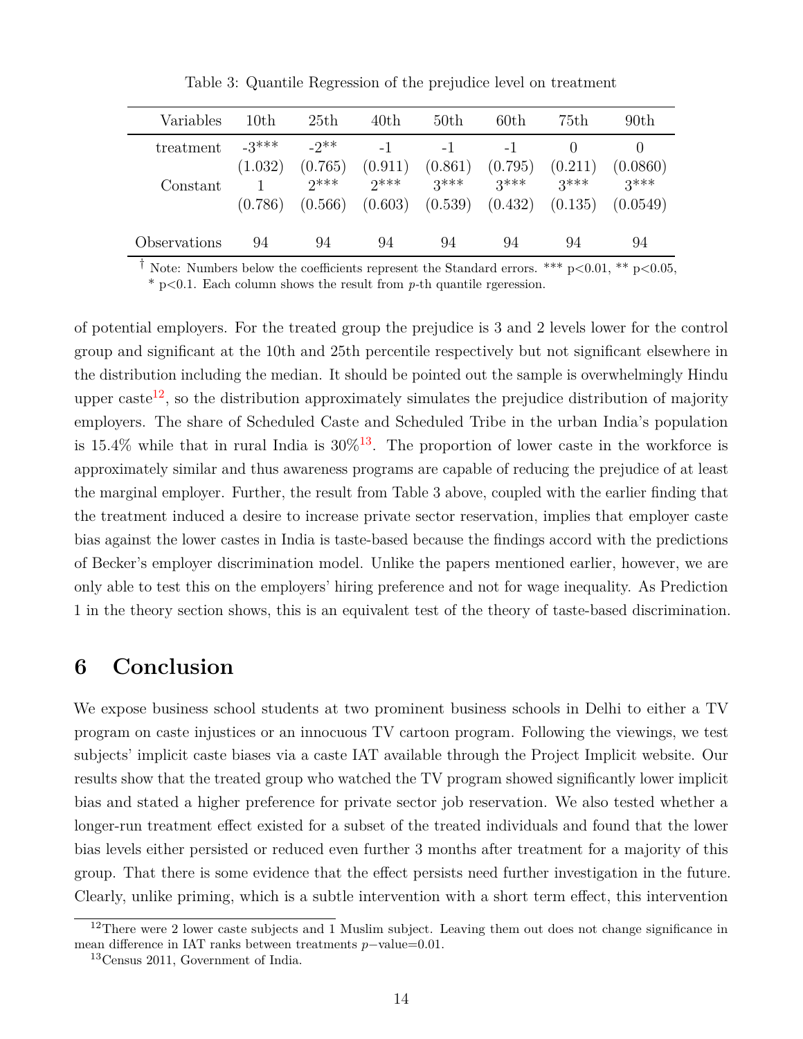Table 3: Quantile Regression of the prejudice level on treatment

| Variables | 10th | 25th | 40th | 50th | 60th | 75th | 90th |
|---|---|---|---|---|---|---|---|
| treatment | -3*** | -2** | -1 | -1 | -1 | 0 | 0 |
| | (1.032) | (0.765) | (0.911) | (0.861) | (0.795) | (0.211) | (0.0860) |
| Constant | 1 | 2*** | 2*** | 3*** | 3*** | 3*** | 3*** |
| | (0.786) | (0.566) | (0.603) | (0.539) | (0.432) | (0.135) | (0.0549) |
| Observations | 94 | 94 | 94 | 94 | 94 | 94 | 94 |

† Note: Numbers below the coefficients represent the Standard errors. *** p<0.01, ** p<0.05, * p<0.1. Each column shows the result from *p*-th quantile rgeression.

of potential employers. For the treated group the prejudice is 3 and 2 levels lower for the control group and significant at the 10th and 25th percentile respectively but not significant elsewhere in the distribution including the median. It should be pointed out the sample is overwhelmingly Hindu upper caste[12], so the distribution approximately simulates the prejudice distribution of majority employers. The share of Scheduled Caste and Scheduled Tribe in the urban India's population is 15.4% while that in rural India is 30%[13]. The proportion of lower caste in the workforce is approximately similar and thus awareness programs are capable of reducing the prejudice of at least the marginal employer. Further, the result from Table 3 above, coupled with the earlier finding that the treatment induced a desire to increase private sector reservation, implies that employer caste bias against the lower castes in India is taste-based because the findings accord with the predictions of Becker's employer discrimination model. Unlike the papers mentioned earlier, however, we are only able to test this on the employers' hiring preference and not for wage inequality. As Prediction 1 in the theory section shows, this is an equivalent test of the theory of taste-based discrimination.

## 6 Conclusion

We expose business school students at two prominent business schools in Delhi to either a TV program on caste injustices or an innocuous TV cartoon program. Following the viewings, we test subjects' implicit caste biases via a caste IAT available through the Project Implicit website. Our results show that the treated group who watched the TV program showed significantly lower implicit bias and stated a higher preference for private sector job reservation. We also tested whether a longer-run treatment effect existed for a subset of the treated individuals and found that the lower bias levels either persisted or reduced even further 3 months after treatment for a majority of this group. That there is some evidence that the effect persists need further investigation in the future. Clearly, unlike priming, which is a subtle intervention with a short term effect, this intervention

[12] There were 2 lower caste subjects and 1 Muslim subject. Leaving them out does not change significance in mean difference in IAT ranks between treatments $p-$value=0.01.

[13] Census 2011, Government of India.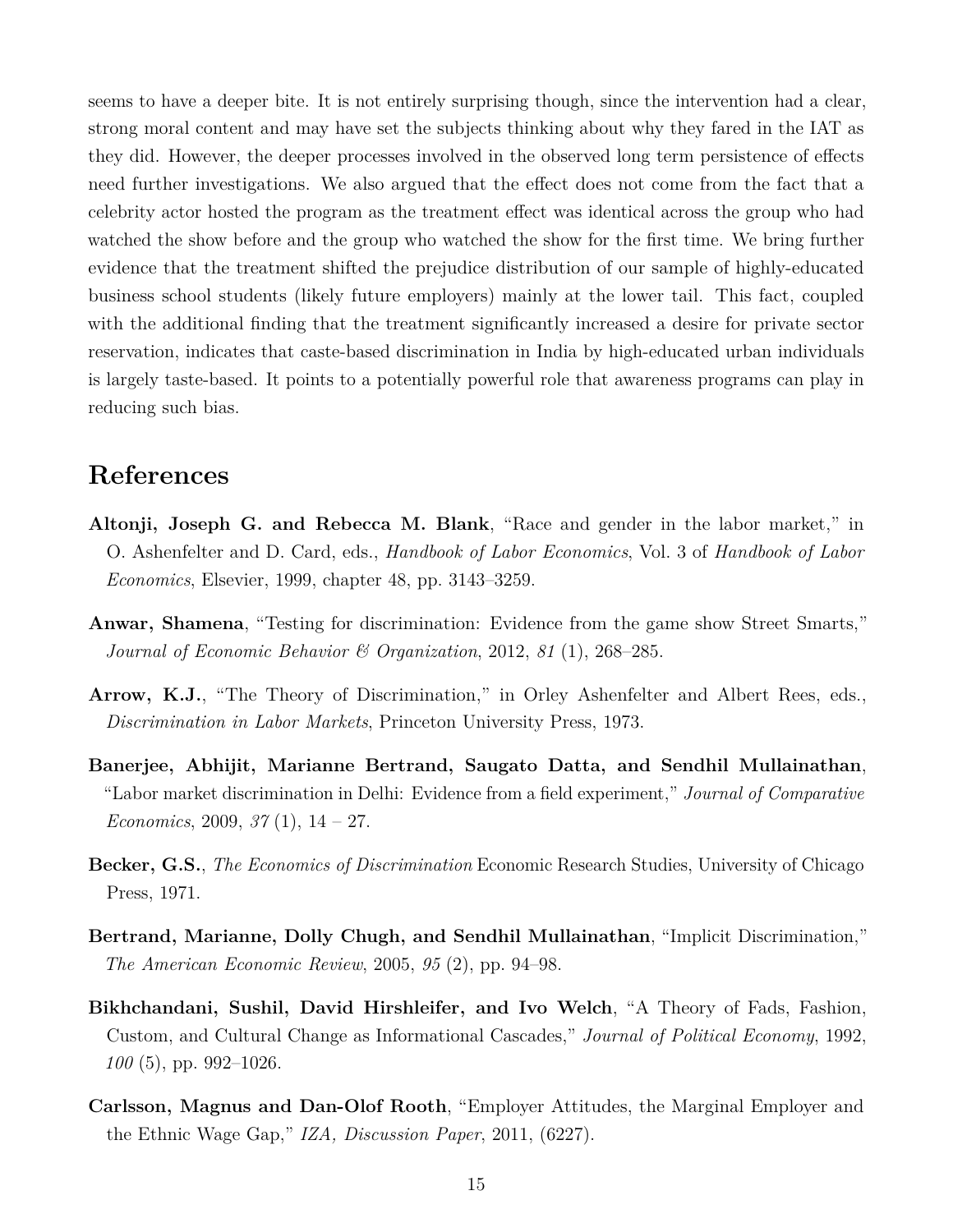seems to have a deeper bite. It is not entirely surprising though, since the intervention had a clear, strong moral content and may have set the subjects thinking about why they fared in the IAT as they did. However, the deeper processes involved in the observed long term persistence of effects need further investigations. We also argued that the effect does not come from the fact that a celebrity actor hosted the program as the treatment effect was identical across the group who had watched the show before and the group who watched the show for the first time. We bring further evidence that the treatment shifted the prejudice distribution of our sample of highly-educated business school students (likely future employers) mainly at the lower tail. This fact, coupled with the additional finding that the treatment significantly increased a desire for private sector reservation, indicates that caste-based discrimination in India by high-educated urban individuals is largely taste-based. It points to a potentially powerful role that awareness programs can play in reducing such bias.

# References

**Altonji, Joseph G. and Rebecca M. Blank**, "Race and gender in the labor market," in O. Ashenfelter and D. Card, eds., *Handbook of Labor Economics*, Vol. 3 of *Handbook of Labor Economics*, Elsevier, 1999, chapter 48, pp. 3143–3259.

**Anwar, Shamena**, "Testing for discrimination: Evidence from the game show Street Smarts," *Journal of Economic Behavior & Organization*, 2012, *81* (1), 268–285.

**Arrow, K.J.**, "The Theory of Discrimination," in Orley Ashenfelter and Albert Rees, eds., *Discrimination in Labor Markets*, Princeton University Press, 1973.

**Banerjee, Abhijit, Marianne Bertrand, Saugato Datta, and Sendhil Mullainathan**, "Labor market discrimination in Delhi: Evidence from a field experiment," *Journal of Comparative Economics*, 2009, *37* (1), 14 – 27.

**Becker, G.S.**, *The Economics of Discrimination* Economic Research Studies, University of Chicago Press, 1971.

**Bertrand, Marianne, Dolly Chugh, and Sendhil Mullainathan**, "Implicit Discrimination," *The American Economic Review*, 2005, *95* (2), pp. 94–98.

**Bikhchandani, Sushil, David Hirshleifer, and Ivo Welch**, "A Theory of Fads, Fashion, Custom, and Cultural Change as Informational Cascades," *Journal of Political Economy*, 1992, *100* (5), pp. 992–1026.

**Carlsson, Magnus and Dan-Olof Rooth**, "Employer Attitudes, the Marginal Employer and the Ethnic Wage Gap," *IZA, Discussion Paper*, 2011, (6227).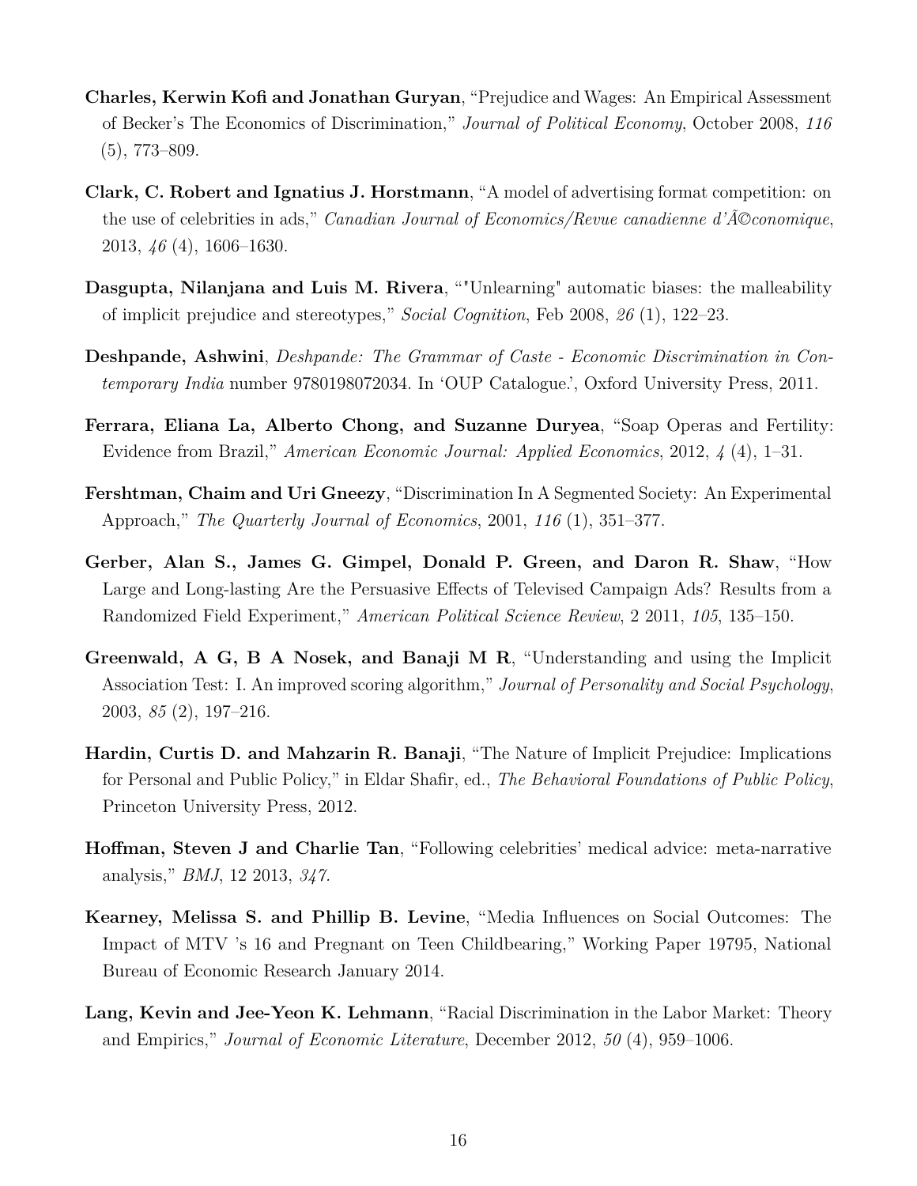**Charles, Kerwin Kofi and Jonathan Guryan**, "Prejudice and Wages: An Empirical Assessment of Becker's The Economics of Discrimination," *Journal of Political Economy*, October 2008, *116* (5), 773–809.

**Clark, C. Robert and Ignatius J. Horstmann**, "A model of advertising format competition: on the use of celebrities in ads," *Canadian Journal of Economics/Revue canadienne d'Ã©conomique*, 2013, *46* (4), 1606–1630.

**Dasgupta, Nilanjana and Luis M. Rivera**, ""Unlearning" automatic biases: the malleability of implicit prejudice and stereotypes," *Social Cognition*, Feb 2008, *26* (1), 122–23.

**Deshpande, Ashwini**, *Deshpande: The Grammar of Caste - Economic Discrimination in Contemporary India* number 9780198072034. In 'OUP Catalogue.', Oxford University Press, 2011.

**Ferrara, Eliana La, Alberto Chong, and Suzanne Duryea**, "Soap Operas and Fertility: Evidence from Brazil," *American Economic Journal: Applied Economics*, 2012, *4* (4), 1–31.

**Fershtman, Chaim and Uri Gneezy**, "Discrimination In A Segmented Society: An Experimental Approach," *The Quarterly Journal of Economics*, 2001, *116* (1), 351–377.

**Gerber, Alan S., James G. Gimpel, Donald P. Green, and Daron R. Shaw**, "How Large and Long-lasting Are the Persuasive Effects of Televised Campaign Ads? Results from a Randomized Field Experiment," *American Political Science Review*, 2 2011, *105*, 135–150.

**Greenwald, A G, B A Nosek, and Banaji M R**, "Understanding and using the Implicit Association Test: I. An improved scoring algorithm," *Journal of Personality and Social Psychology*, 2003, *85* (2), 197–216.

**Hardin, Curtis D. and Mahzarin R. Banaji**, "The Nature of Implicit Prejudice: Implications for Personal and Public Policy," in Eldar Shafir, ed., *The Behavioral Foundations of Public Policy*, Princeton University Press, 2012.

**Hoffman, Steven J and Charlie Tan**, "Following celebrities' medical advice: meta-narrative analysis," *BMJ*, 12 2013, *347.*

**Kearney, Melissa S. and Phillip B. Levine**, "Media Influences on Social Outcomes: The Impact of MTV 's 16 and Pregnant on Teen Childbearing," Working Paper 19795, National Bureau of Economic Research January 2014.

**Lang, Kevin and Jee-Yeon K. Lehmann**, "Racial Discrimination in the Labor Market: Theory and Empirics," *Journal of Economic Literature*, December 2012, *50* (4), 959–1006.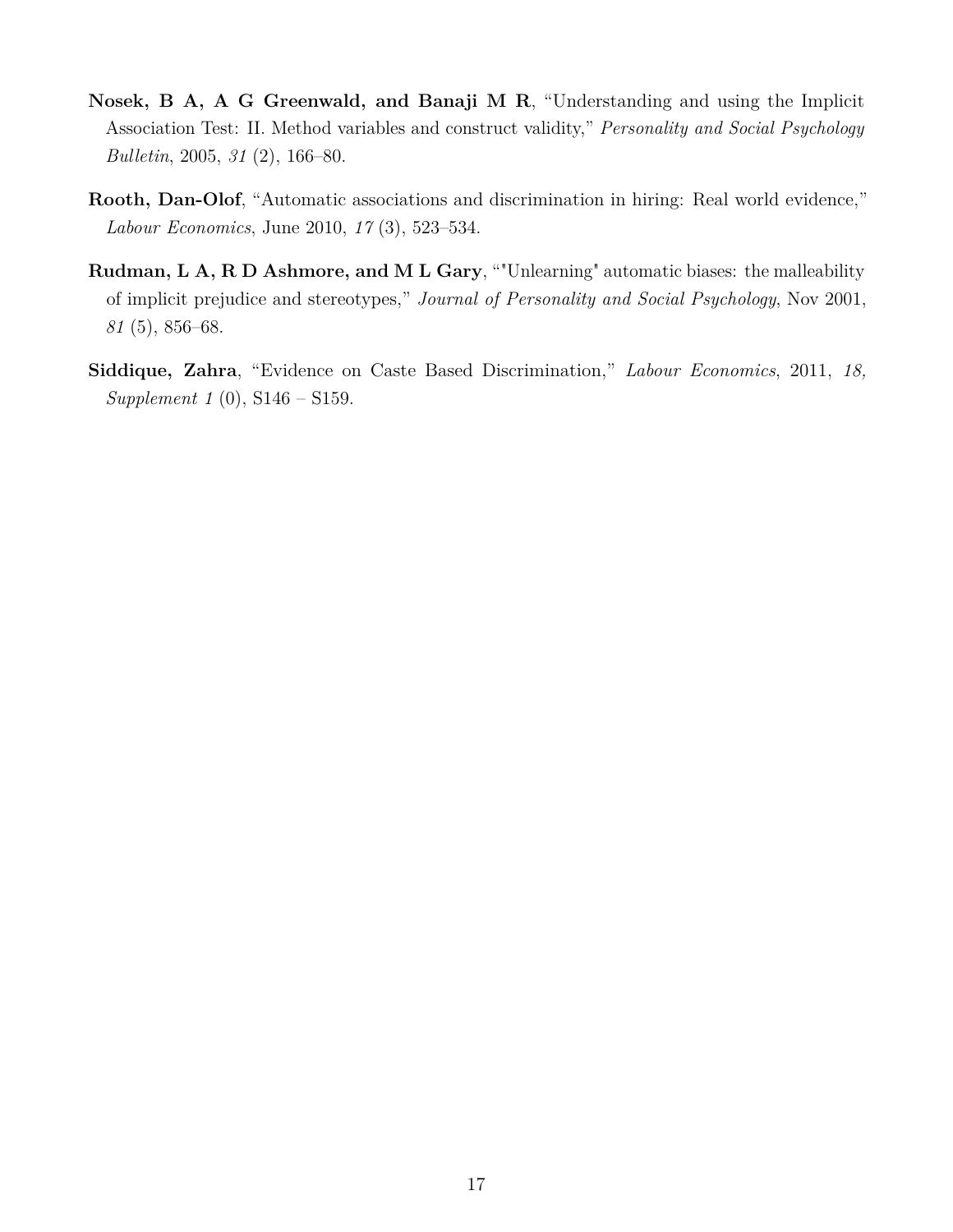**Nosek, B A, A G Greenwald, and Banaji M R**, "Understanding and using the Implicit Association Test: II. Method variables and construct validity," *Personality and Social Psychology Bulletin*, 2005, *31* (2), 166–80.

**Rooth, Dan-Olof**, "Automatic associations and discrimination in hiring: Real world evidence," *Labour Economics*, June 2010, *17* (3), 523–534.

**Rudman, L A, R D Ashmore, and M L Gary**, ""Unlearning" automatic biases: the malleability of implicit prejudice and stereotypes," *Journal of Personality and Social Psychology*, Nov 2001, *81* (5), 856–68.

**Siddique, Zahra**, "Evidence on Caste Based Discrimination," *Labour Economics*, 2011, *18, Supplement 1* (0), S146 – S159.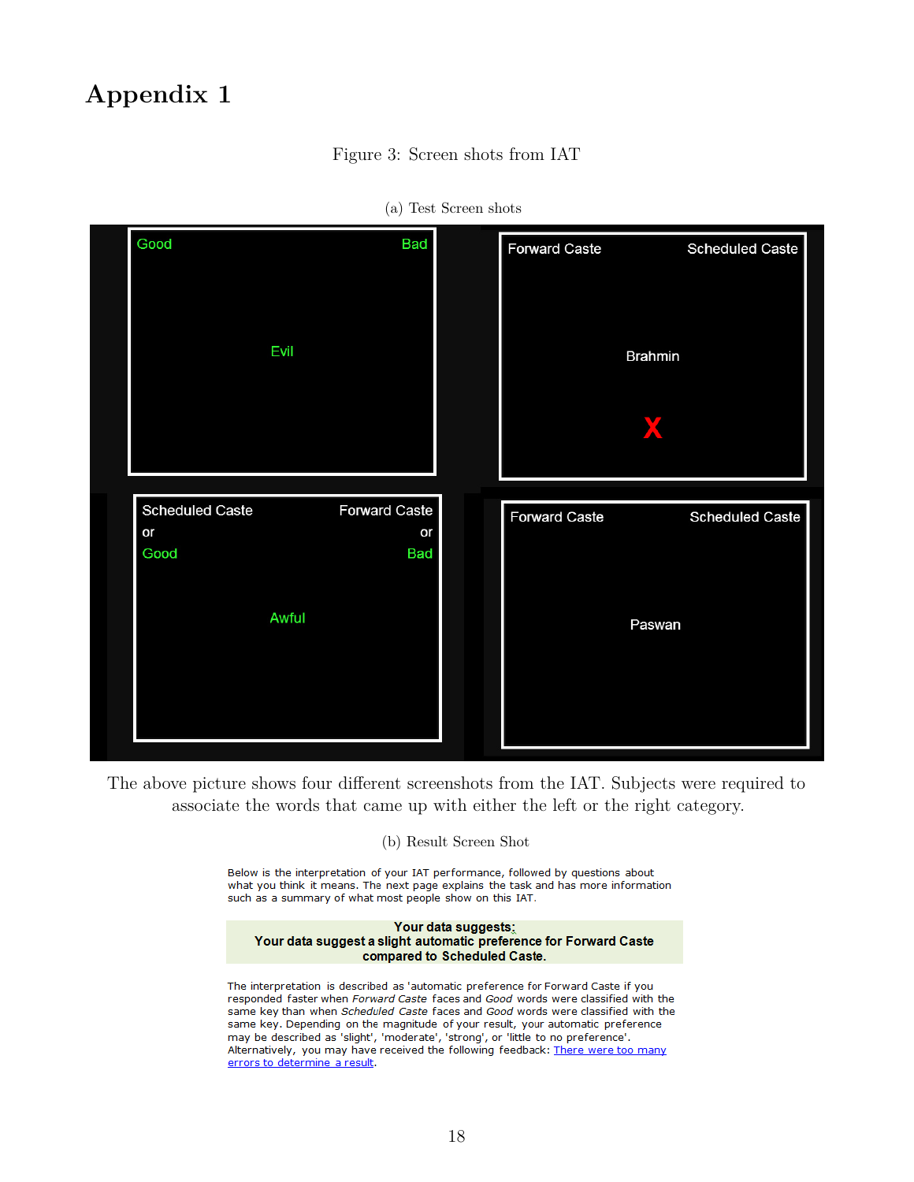# Appendix 1

Figure 3: Screen shots from IAT

(a) Test Screen shots

The above picture shows four different screenshots from the IAT. Subjects were required to associate the words that came up with either the left or the right category.

(b) Result Screen Shot

Below is the interpretation of your IAT performance, followed by questions about what you think it means. The next page explains the task and has more information such as a summary of what most people show on this IAT.

**Your data suggests:**
**Your data suggest a slight automatic preference for Forward Caste compared to Scheduled Caste.**

The interpretation is described as 'automatic preference for Forward Caste if you responded faster when *Forward Caste* faces and *Good* words were classified with the same key than when *Scheduled Caste* faces and *Good* words were classified with the same key. Depending on the magnitude of your result, your automatic preference may be described as 'slight', 'moderate', 'strong', or 'little to no preference'. Alternatively, you may have received the following feedback: There were too many errors to determine a result.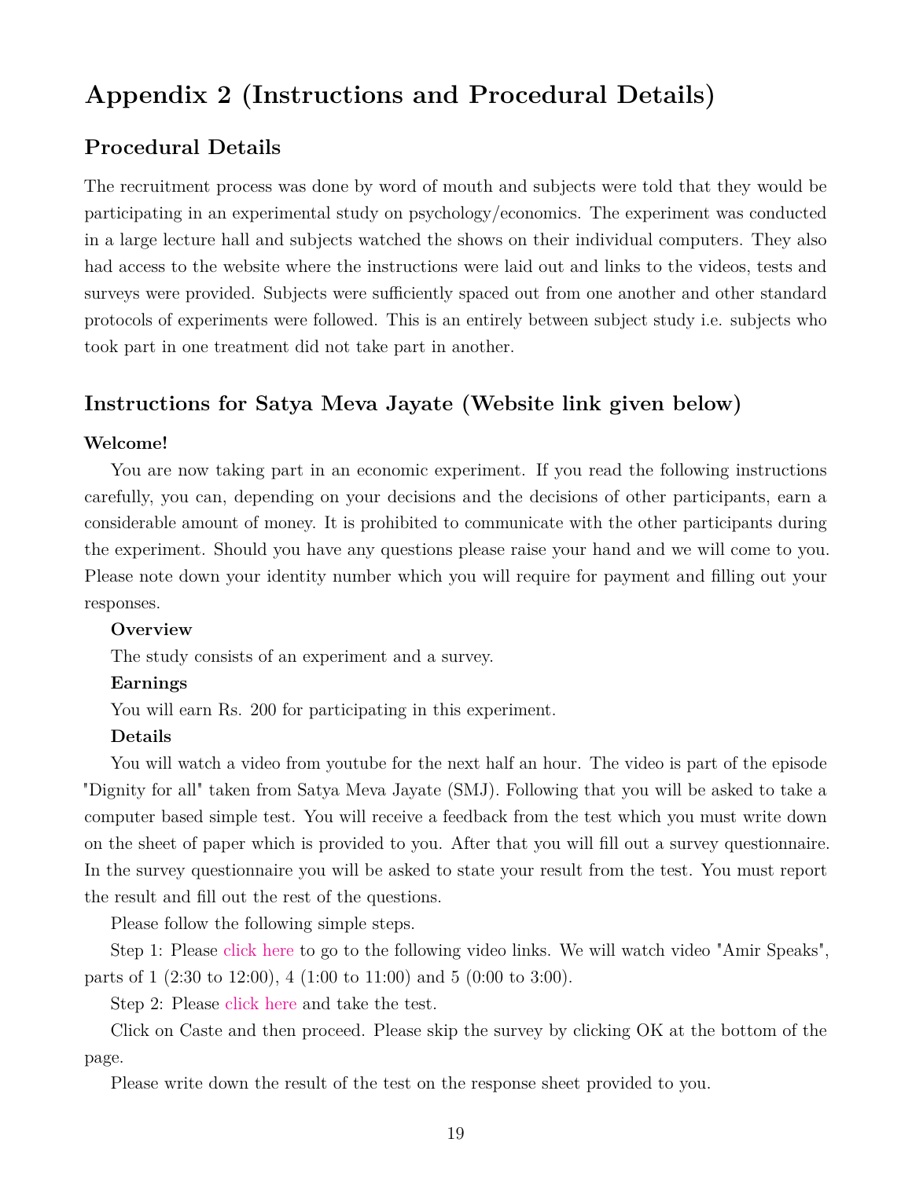# Appendix 2 (Instructions and Procedural Details)

## Procedural Details

The recruitment process was done by word of mouth and subjects were told that they would be participating in an experimental study on psychology/economics. The experiment was conducted in a large lecture hall and subjects watched the shows on their individual computers. They also had access to the website where the instructions were laid out and links to the videos, tests and surveys were provided. Subjects were sufficiently spaced out from one another and other standard protocols of experiments were followed. This is an entirely between subject study i.e. subjects who took part in one treatment did not take part in another.

## Instructions for Satya Meva Jayate (Website link given below)

**Welcome!**

You are now taking part in an economic experiment. If you read the following instructions carefully, you can, depending on your decisions and the decisions of other participants, earn a considerable amount of money. It is prohibited to communicate with the other participants during the experiment. Should you have any questions please raise your hand and we will come to you. Please note down your identity number which you will require for payment and filling out your responses.

**Overview**

The study consists of an experiment and a survey.

**Earnings**

You will earn Rs. 200 for participating in this experiment.

**Details**

You will watch a video from youtube for the next half an hour. The video is part of the episode "Dignity for all" taken from Satya Meva Jayate (SMJ). Following that you will be asked to take a computer based simple test. You will receive a feedback from the test which you must write down on the sheet of paper which is provided to you. After that you will fill out a survey questionnaire. In the survey questionnaire you will be asked to state your result from the test. You must report the result and fill out the rest of the questions.

Please follow the following simple steps.

Step 1: Please click here to go to the following video links. We will watch video "Amir Speaks", parts of 1 (2:30 to 12:00), 4 (1:00 to 11:00) and 5 (0:00 to 3:00).

Step 2: Please click here and take the test.

Click on Caste and then proceed. Please skip the survey by clicking OK at the bottom of the page.

Please write down the result of the test on the response sheet provided to you.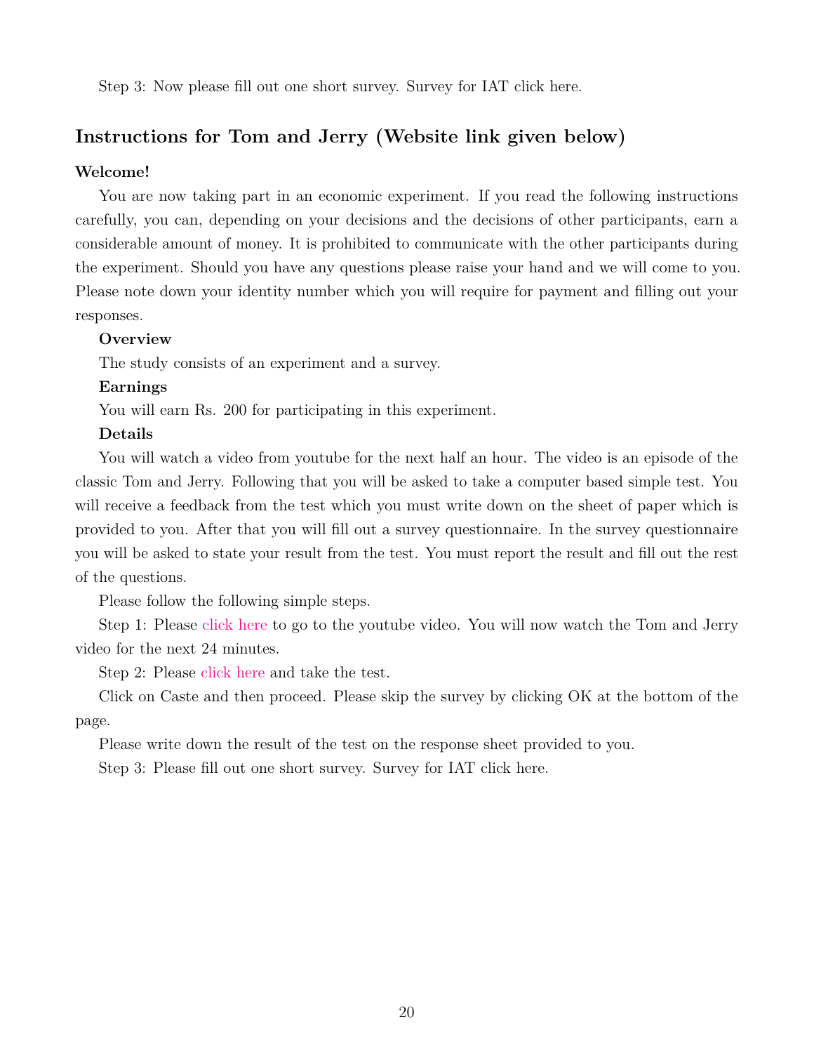Step 3: Now please fill out one short survey. Survey for IAT click here.

## Instructions for Tom and Jerry (Website link given below)

**Welcome!**

You are now taking part in an economic experiment. If you read the following instructions carefully, you can, depending on your decisions and the decisions of other participants, earn a considerable amount of money. It is prohibited to communicate with the other participants during the experiment. Should you have any questions please raise your hand and we will come to you. Please note down your identity number which you will require for payment and filling out your responses.

**Overview**

The study consists of an experiment and a survey.

**Earnings**

You will earn Rs. 200 for participating in this experiment.

**Details**

You will watch a video from youtube for the next half an hour. The video is an episode of the classic Tom and Jerry. Following that you will be asked to take a computer based simple test. You will receive a feedback from the test which you must write down on the sheet of paper which is provided to you. After that you will fill out a survey questionnaire. In the survey questionnaire you will be asked to state your result from the test. You must report the result and fill out the rest of the questions.

Please follow the following simple steps.

Step 1: Please click here to go to the youtube video. You will now watch the Tom and Jerry video for the next 24 minutes.

Step 2: Please click here and take the test.

Click on Caste and then proceed. Please skip the survey by clicking OK at the bottom of the page.

Please write down the result of the test on the response sheet provided to you.

Step 3: Please fill out one short survey. Survey for IAT click here.